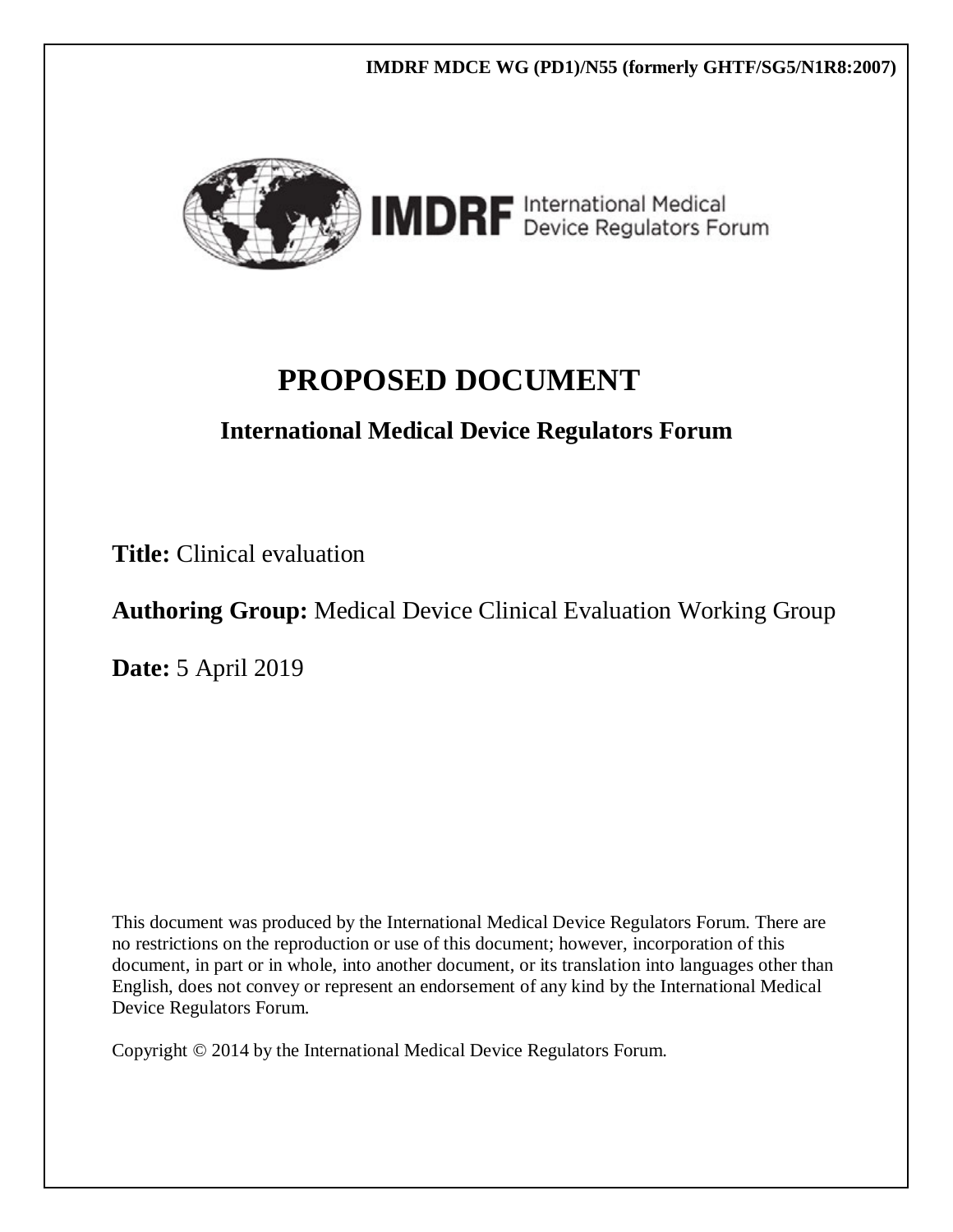IMDRF MDCE WG (PD1)/N55 (formerly GHTF/SG5/N1R8:2007)

IMDRF International Medical Device Regulators Forum

# PROPOSED DOCUMENT

## International Medical Device Regulators Forum

**Title:** Clinical evaluation

**Authoring Group:** Medical Device Clinical Evaluation Working Group

**Date:** 5 April 2019

This document was produced by the International Medical Device Regulators Forum. There are no restrictions on the reproduction or use of this document; however, incorporation of this document, in part or in whole, into another document, or its translation into languages other than English, does not convey or represent an endorsement of any kind by the International Medical Device Regulators Forum.

Copyright © 2014 by the International Medical Device Regulators Forum.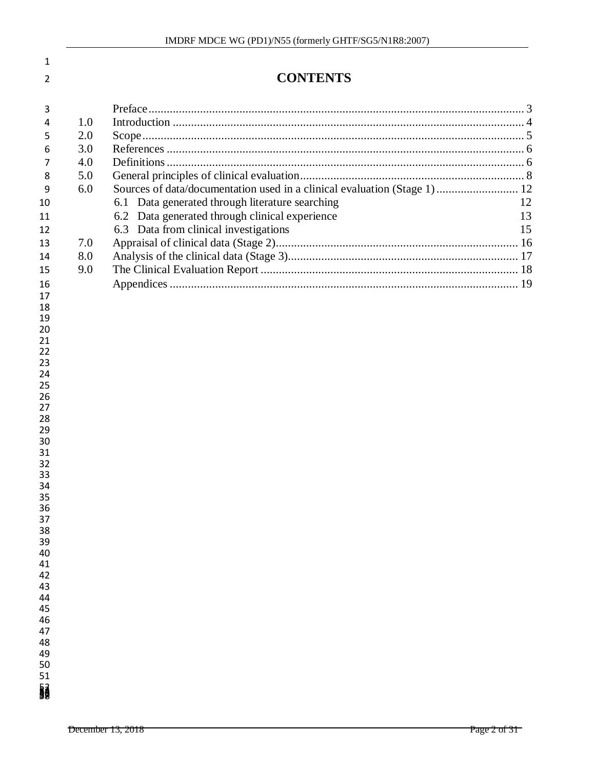# CONTENTS

| | | |
|---|---|---|
| | Preface | 3 |
| 1.0 | Introduction | 4 |
| 2.0 | Scope | 5 |
| 3.0 | References | 6 |
| 4.0 | Definitions | 6 |
| 5.0 | General principles of clinical evaluation | 8 |
| 6.0 | Sources of data/documentation used in a clinical evaluation (Stage 1) | 12 |
| | 6.1 Data generated through literature searching | 12 |
| | 6.2 Data generated through clinical experience | 13 |
| | 6.3 Data from clinical investigations | 15 |
| 7.0 | Appraisal of clinical data (Stage 2) | 16 |
| 8.0 | Analysis of the clinical data (Stage 3) | 17 |
| 9.0 | The Clinical Evaluation Report | 18 |
| | Appendices | 19 |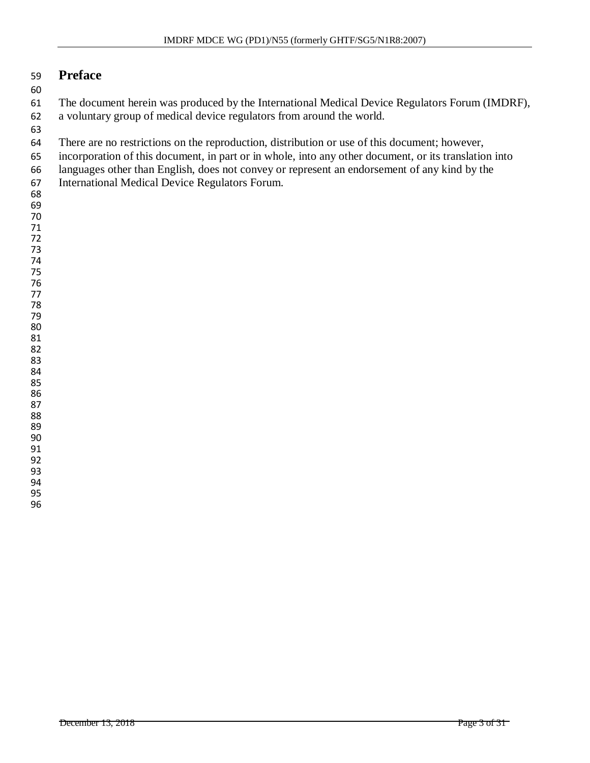# Preface

The document herein was produced by the International Medical Device Regulators Forum (IMDRF), a voluntary group of medical device regulators from around the world.

There are no restrictions on the reproduction, distribution or use of this document; however, incorporation of this document, in part or in whole, into any other document, or its translation into languages other than English, does not convey or represent an endorsement of any kind by the International Medical Device Regulators Forum.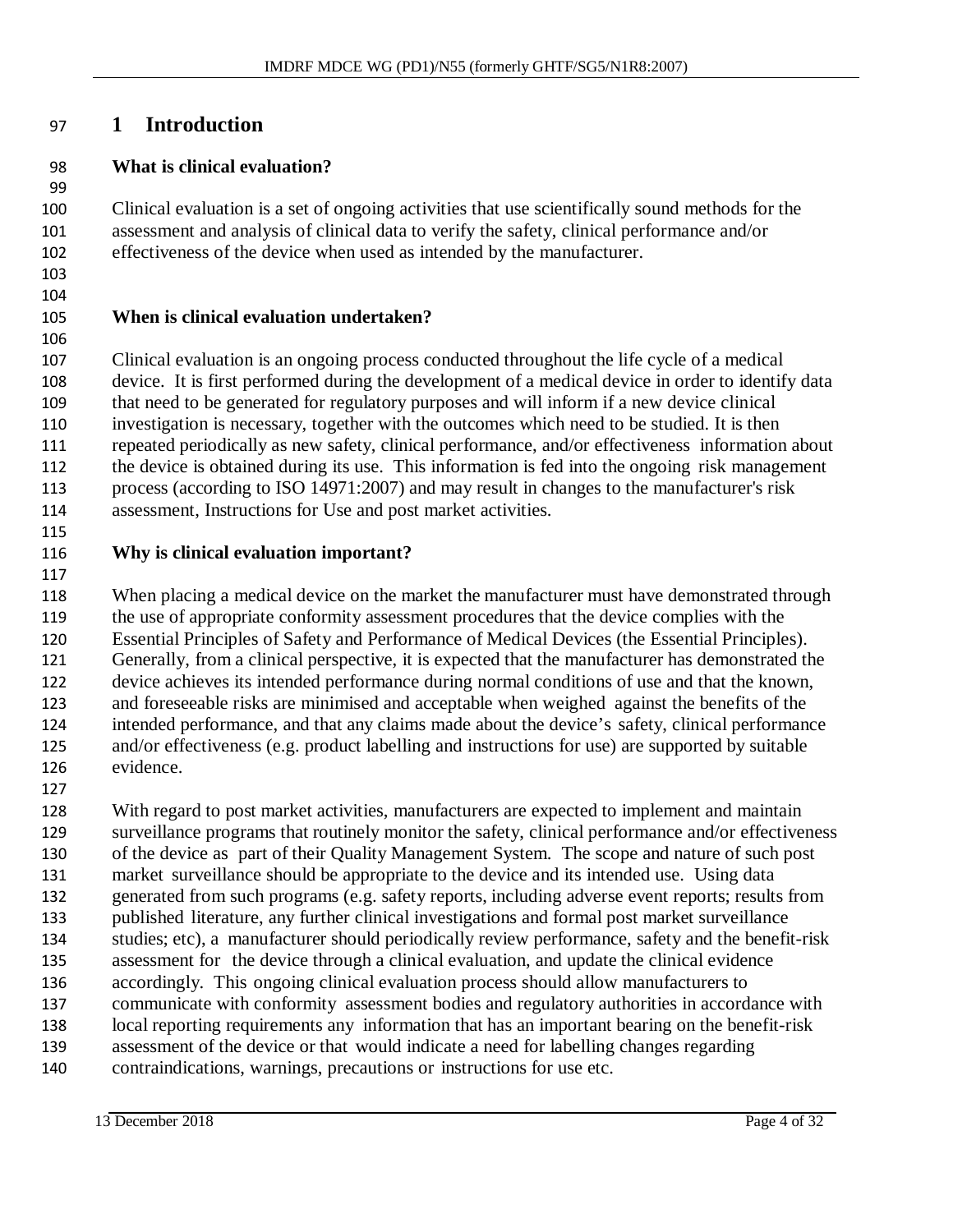# 1 Introduction

**What is clinical evaluation?**

Clinical evaluation is a set of ongoing activities that use scientifically sound methods for the assessment and analysis of clinical data to verify the safety, clinical performance and/or effectiveness of the device when used as intended by the manufacturer.

**When is clinical evaluation undertaken?**

Clinical evaluation is an ongoing process conducted throughout the life cycle of a medical device. It is first performed during the development of a medical device in order to identify data that need to be generated for regulatory purposes and will inform if a new device clinical investigation is necessary, together with the outcomes which need to be studied. It is then repeated periodically as new safety, clinical performance, and/or effectiveness information about the device is obtained during its use. This information is fed into the ongoing risk management process (according to ISO 14971:2007) and may result in changes to the manufacturer's risk assessment, Instructions for Use and post market activities.

**Why is clinical evaluation important?**

When placing a medical device on the market the manufacturer must have demonstrated through the use of appropriate conformity assessment procedures that the device complies with the Essential Principles of Safety and Performance of Medical Devices (the Essential Principles). Generally, from a clinical perspective, it is expected that the manufacturer has demonstrated the device achieves its intended performance during normal conditions of use and that the known, and foreseeable risks are minimised and acceptable when weighed against the benefits of the intended performance, and that any claims made about the device's safety, clinical performance and/or effectiveness (e.g. product labelling and instructions for use) are supported by suitable evidence.

With regard to post market activities, manufacturers are expected to implement and maintain surveillance programs that routinely monitor the safety, clinical performance and/or effectiveness of the device as part of their Quality Management System. The scope and nature of such post market surveillance should be appropriate to the device and its intended use. Using data generated from such programs (e.g. safety reports, including adverse event reports; results from published literature, any further clinical investigations and formal post market surveillance studies; etc), a manufacturer should periodically review performance, safety and the benefit-risk assessment for the device through a clinical evaluation, and update the clinical evidence accordingly. This ongoing clinical evaluation process should allow manufacturers to communicate with conformity assessment bodies and regulatory authorities in accordance with local reporting requirements any information that has an important bearing on the benefit-risk assessment of the device or that would indicate a need for labelling changes regarding contraindications, warnings, precautions or instructions for use etc.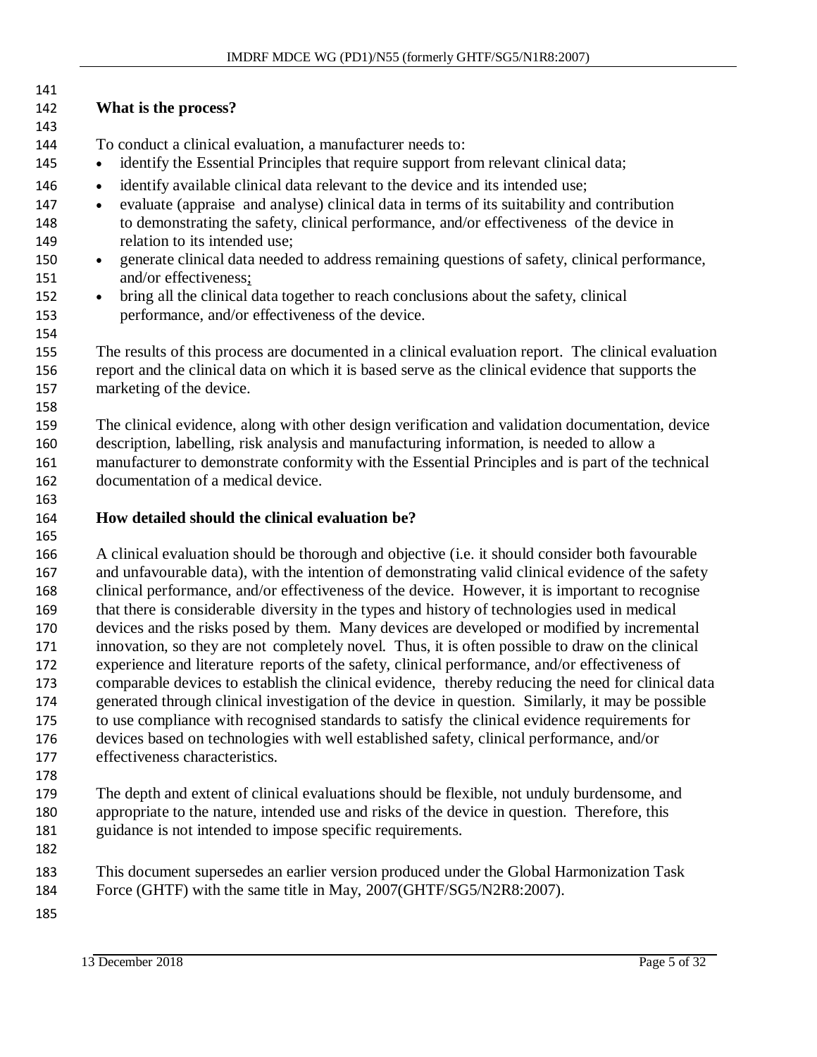**What is the process?**

To conduct a clinical evaluation, a manufacturer needs to:

- identify the Essential Principles that require support from relevant clinical data;
- identify available clinical data relevant to the device and its intended use;
- evaluate (appraise and analyse) clinical data in terms of its suitability and contribution to demonstrating the safety, clinical performance, and/or effectiveness of the device in relation to its intended use;
- generate clinical data needed to address remaining questions of safety, clinical performance, and/or effectiveness;
- bring all the clinical data together to reach conclusions about the safety, clinical performance, and/or effectiveness of the device.

The results of this process are documented in a clinical evaluation report. The clinical evaluation report and the clinical data on which it is based serve as the clinical evidence that supports the marketing of the device.

The clinical evidence, along with other design verification and validation documentation, device description, labelling, risk analysis and manufacturing information, is needed to allow a manufacturer to demonstrate conformity with the Essential Principles and is part of the technical documentation of a medical device.

**How detailed should the clinical evaluation be?**

A clinical evaluation should be thorough and objective (i.e. it should consider both favourable and unfavourable data), with the intention of demonstrating valid clinical evidence of the safety clinical performance, and/or effectiveness of the device. However, it is important to recognise that there is considerable diversity in the types and history of technologies used in medical devices and the risks posed by them. Many devices are developed or modified by incremental innovation, so they are not completely novel. Thus, it is often possible to draw on the clinical experience and literature reports of the safety, clinical performance, and/or effectiveness of comparable devices to establish the clinical evidence, thereby reducing the need for clinical data generated through clinical investigation of the device in question. Similarly, it may be possible to use compliance with recognised standards to satisfy the clinical evidence requirements for devices based on technologies with well established safety, clinical performance, and/or effectiveness characteristics.

The depth and extent of clinical evaluations should be flexible, not unduly burdensome, and appropriate to the nature, intended use and risks of the device in question. Therefore, this guidance is not intended to impose specific requirements.

This document supersedes an earlier version produced under the Global Harmonization Task Force (GHTF) with the same title in May, 2007(GHTF/SG5/N2R8:2007).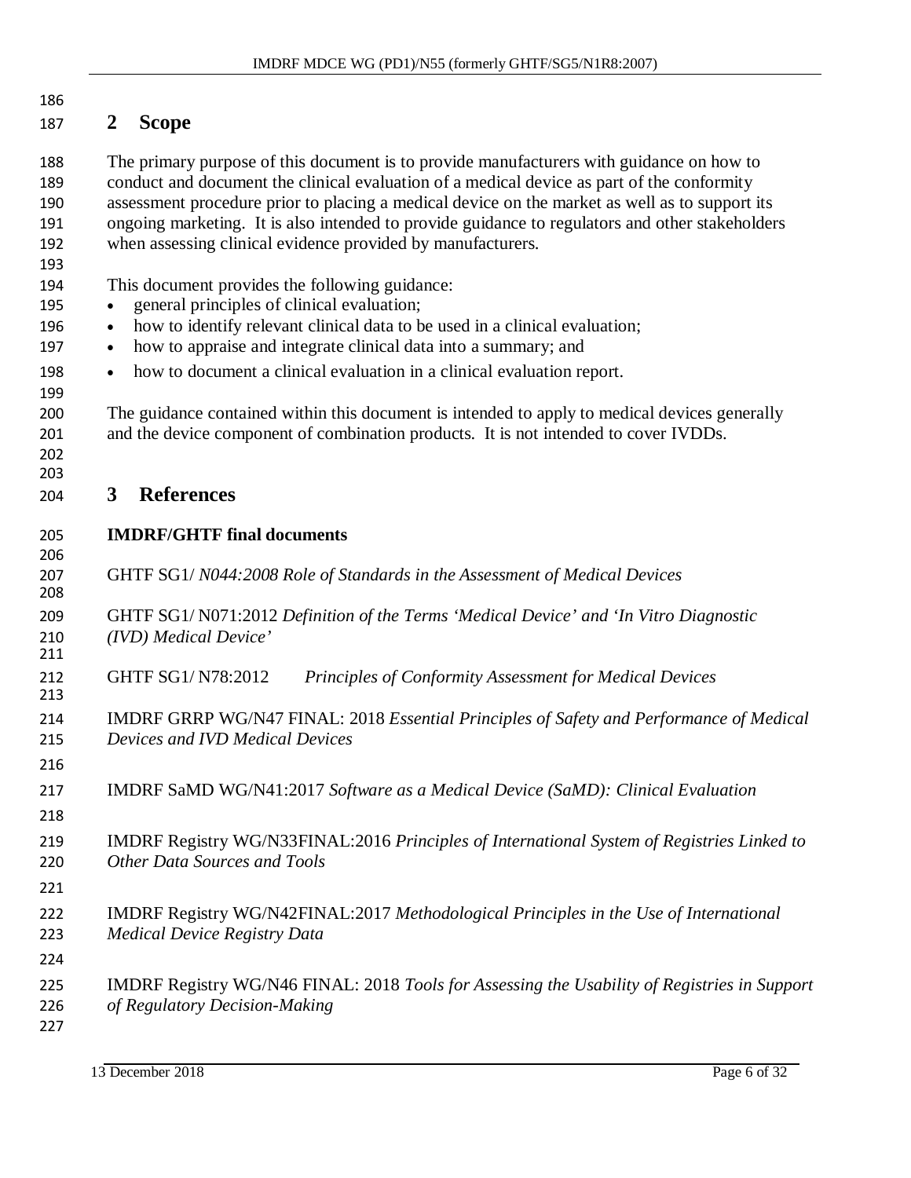## 2 Scope

The primary purpose of this document is to provide manufacturers with guidance on how to conduct and document the clinical evaluation of a medical device as part of the conformity assessment procedure prior to placing a medical device on the market as well as to support its ongoing marketing. It is also intended to provide guidance to regulators and other stakeholders when assessing clinical evidence provided by manufacturers.

This document provides the following guidance:

- general principles of clinical evaluation;
- how to identify relevant clinical data to be used in a clinical evaluation;
- how to appraise and integrate clinical data into a summary; and
- how to document a clinical evaluation in a clinical evaluation report.

The guidance contained within this document is intended to apply to medical devices generally and the device component of combination products. It is not intended to cover IVDDs.

## 3 References

**IMDRF/GHTF final documents**

GHTF SG1/ *N044:2008 Role of Standards in the Assessment of Medical Devices*

GHTF SG1/ N071:2012 *Definition of the Terms 'Medical Device' and 'In Vitro Diagnostic (IVD) Medical Device'*

GHTF SG1/ N78:2012 *Principles of Conformity Assessment for Medical Devices*

IMDRF GRRP WG/N47 FINAL: 2018 *Essential Principles of Safety and Performance of Medical Devices and IVD Medical Devices*

IMDRF SaMD WG/N41:2017 *Software as a Medical Device (SaMD): Clinical Evaluation*

IMDRF Registry WG/N33FINAL:2016 *Principles of International System of Registries Linked to Other Data Sources and Tools*

IMDRF Registry WG/N42FINAL:2017 *Methodological Principles in the Use of International Medical Device Registry Data*

IMDRF Registry WG/N46 FINAL: 2018 *Tools for Assessing the Usability of Registries in Support of Regulatory Decision-Making*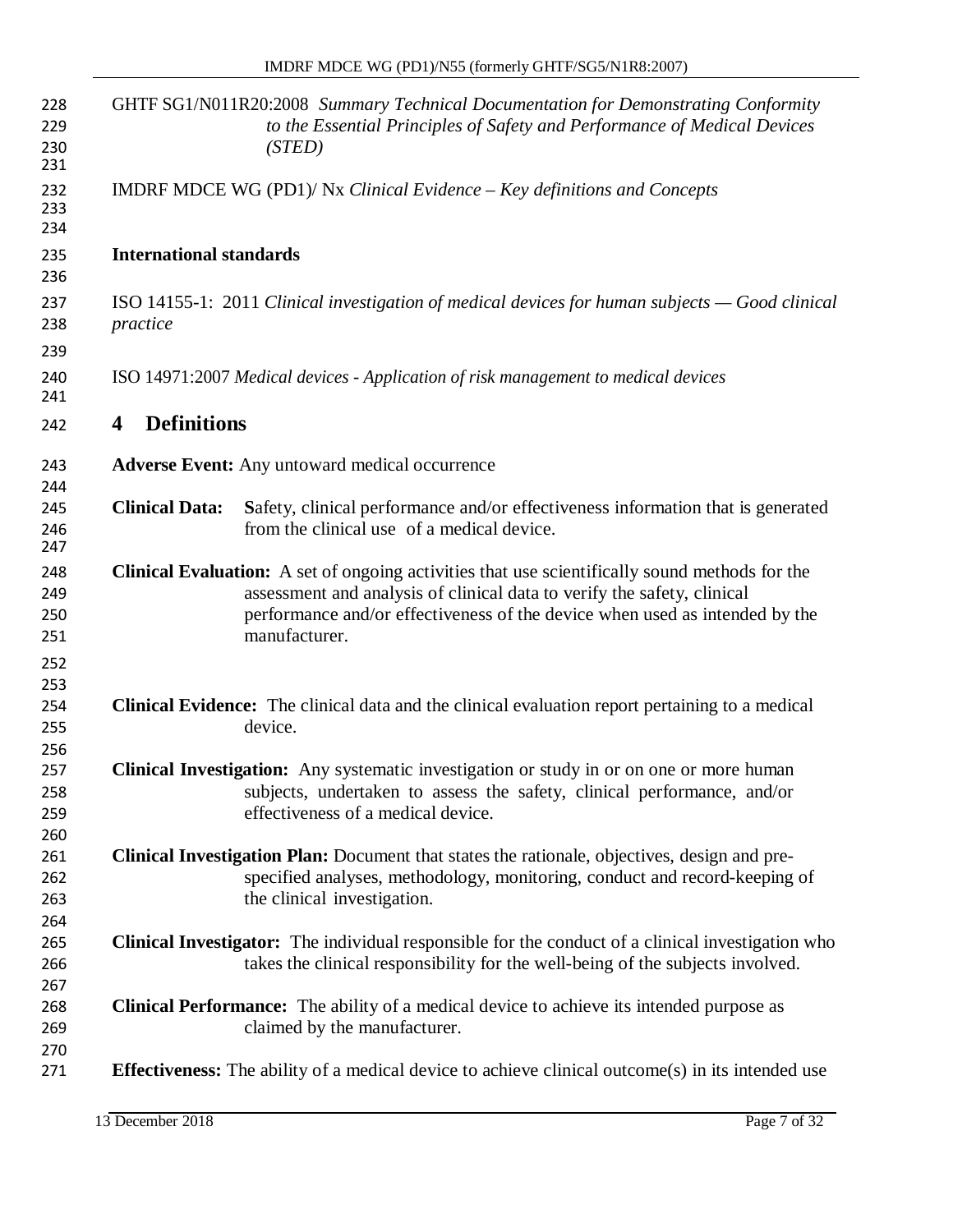GHTF SG1/N011R20:2008 *Summary Technical Documentation for Demonstrating Conformity to the Essential Principles of Safety and Performance of Medical Devices (STED)*

IMDRF MDCE WG (PD1)/ Nx *Clinical Evidence – Key definitions and Concepts*

**International standards**

ISO 14155-1: 2011 *Clinical investigation of medical devices for human subjects — Good clinical practice*

ISO 14971:2007 *Medical devices - Application of risk management to medical devices*

## 4 Definitions

**Adverse Event:** Any untoward medical occurrence

**Clinical Data:** Safety, clinical performance and/or effectiveness information that is generated from the clinical use of a medical device.

**Clinical Evaluation:** A set of ongoing activities that use scientifically sound methods for the assessment and analysis of clinical data to verify the safety, clinical performance and/or effectiveness of the device when used as intended by the manufacturer.

**Clinical Evidence:** The clinical data and the clinical evaluation report pertaining to a medical device.

**Clinical Investigation:** Any systematic investigation or study in or on one or more human subjects, undertaken to assess the safety, clinical performance, and/or effectiveness of a medical device.

**Clinical Investigation Plan:** Document that states the rationale, objectives, design and pre-specified analyses, methodology, monitoring, conduct and record-keeping of the clinical investigation.

**Clinical Investigator:** The individual responsible for the conduct of a clinical investigation who takes the clinical responsibility for the well-being of the subjects involved.

**Clinical Performance:** The ability of a medical device to achieve its intended purpose as claimed by the manufacturer.

**Effectiveness:** The ability of a medical device to achieve clinical outcome(s) in its intended use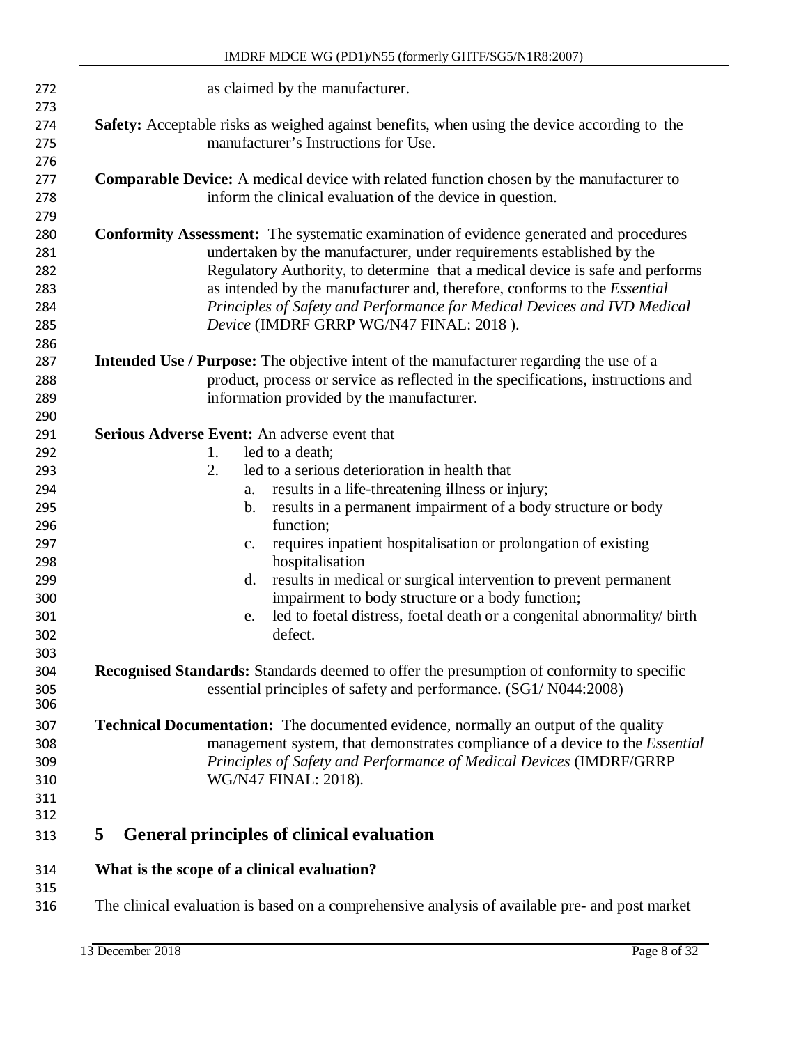as claimed by the manufacturer.

**Safety:** Acceptable risks as weighed against benefits, when using the device according to the manufacturer's Instructions for Use.

**Comparable Device:** A medical device with related function chosen by the manufacturer to inform the clinical evaluation of the device in question.

**Conformity Assessment:** The systematic examination of evidence generated and procedures undertaken by the manufacturer, under requirements established by the Regulatory Authority, to determine that a medical device is safe and performs as intended by the manufacturer and, therefore, conforms to the *Essential Principles of Safety and Performance for Medical Devices and IVD Medical Device* (IMDRF GRRP WG/N47 FINAL: 2018 ).

**Intended Use / Purpose:** The objective intent of the manufacturer regarding the use of a product, process or service as reflected in the specifications, instructions and information provided by the manufacturer.

**Serious Adverse Event:** An adverse event that

1. led to a death;
2. led to a serious deterioration in health that
   a. results in a life-threatening illness or injury;
   b. results in a permanent impairment of a body structure or body function;
   c. requires inpatient hospitalisation or prolongation of existing hospitalisation
   d. results in medical or surgical intervention to prevent permanent impairment to body structure or a body function;
   e. led to foetal distress, foetal death or a congenital abnormality/ birth defect.

**Recognised Standards:** Standards deemed to offer the presumption of conformity to specific essential principles of safety and performance. (SG1/ N044:2008)

**Technical Documentation:** The documented evidence, normally an output of the quality management system, that demonstrates compliance of a device to the *Essential Principles of Safety and Performance of Medical Devices* (IMDRF/GRRP WG/N47 FINAL: 2018).

# 5 General principles of clinical evaluation

**What is the scope of a clinical evaluation?**

The clinical evaluation is based on a comprehensive analysis of available pre- and post market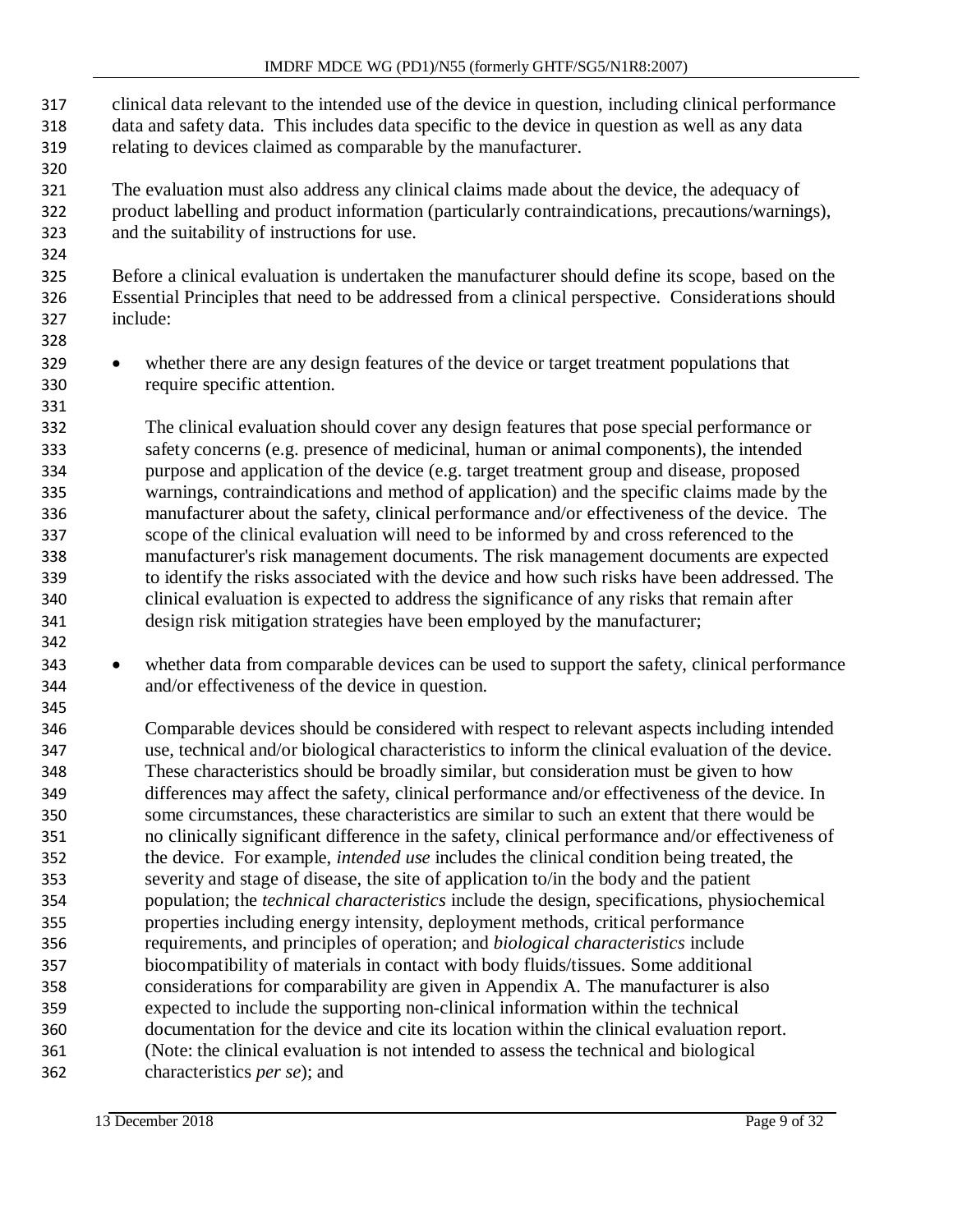clinical data relevant to the intended use of the device in question, including clinical performance data and safety data. This includes data specific to the device in question as well as any data relating to devices claimed as comparable by the manufacturer.

The evaluation must also address any clinical claims made about the device, the adequacy of product labelling and product information (particularly contraindications, precautions/warnings), and the suitability of instructions for use.

Before a clinical evaluation is undertaken the manufacturer should define its scope, based on the Essential Principles that need to be addressed from a clinical perspective. Considerations should include:

- whether there are any design features of the device or target treatment populations that require specific attention.

  The clinical evaluation should cover any design features that pose special performance or safety concerns (e.g. presence of medicinal, human or animal components), the intended purpose and application of the device (e.g. target treatment group and disease, proposed warnings, contraindications and method of application) and the specific claims made by the manufacturer about the safety, clinical performance and/or effectiveness of the device. The scope of the clinical evaluation will need to be informed by and cross referenced to the manufacturer's risk management documents. The risk management documents are expected to identify the risks associated with the device and how such risks have been addressed. The clinical evaluation is expected to address the significance of any risks that remain after design risk mitigation strategies have been employed by the manufacturer;

- whether data from comparable devices can be used to support the safety, clinical performance and/or effectiveness of the device in question.

  Comparable devices should be considered with respect to relevant aspects including intended use, technical and/or biological characteristics to inform the clinical evaluation of the device. These characteristics should be broadly similar, but consideration must be given to how differences may affect the safety, clinical performance and/or effectiveness of the device. In some circumstances, these characteristics are similar to such an extent that there would be no clinically significant difference in the safety, clinical performance and/or effectiveness of the device. For example, *intended use* includes the clinical condition being treated, the severity and stage of disease, the site of application to/in the body and the patient population; the *technical characteristics* include the design, specifications, physiochemical properties including energy intensity, deployment methods, critical performance requirements, and principles of operation; and *biological characteristics* include biocompatibility of materials in contact with body fluids/tissues. Some additional considerations for comparability are given in Appendix A. The manufacturer is also expected to include the supporting non-clinical information within the technical documentation for the device and cite its location within the clinical evaluation report. (Note: the clinical evaluation is not intended to assess the technical and biological characteristics *per se*); and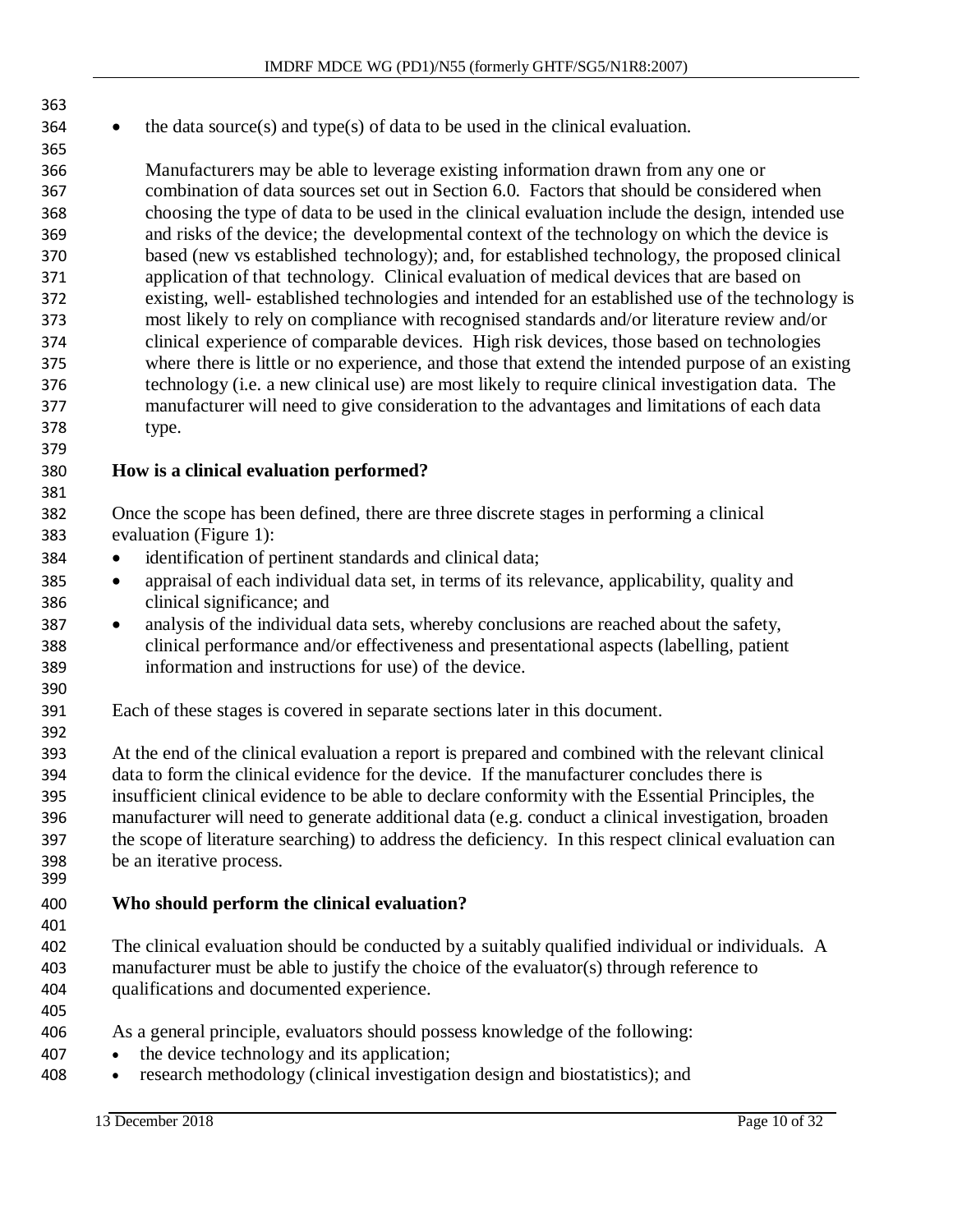- the data source(s) and type(s) of data to be used in the clinical evaluation.

  Manufacturers may be able to leverage existing information drawn from any one or combination of data sources set out in Section 6.0. Factors that should be considered when choosing the type of data to be used in the clinical evaluation include the design, intended use and risks of the device; the developmental context of the technology on which the device is based (new vs established technology); and, for established technology, the proposed clinical application of that technology. Clinical evaluation of medical devices that are based on existing, well- established technologies and intended for an established use of the technology is most likely to rely on compliance with recognised standards and/or literature review and/or clinical experience of comparable devices. High risk devices, those based on technologies where there is little or no experience, and those that extend the intended purpose of an existing technology (i.e. a new clinical use) are most likely to require clinical investigation data. The manufacturer will need to give consideration to the advantages and limitations of each data type.

**How is a clinical evaluation performed?**

Once the scope has been defined, there are three discrete stages in performing a clinical evaluation (Figure 1):

- identification of pertinent standards and clinical data;
- appraisal of each individual data set, in terms of its relevance, applicability, quality and clinical significance; and
- analysis of the individual data sets, whereby conclusions are reached about the safety, clinical performance and/or effectiveness and presentational aspects (labelling, patient information and instructions for use) of the device.

Each of these stages is covered in separate sections later in this document.

At the end of the clinical evaluation a report is prepared and combined with the relevant clinical data to form the clinical evidence for the device. If the manufacturer concludes there is insufficient clinical evidence to be able to declare conformity with the Essential Principles, the manufacturer will need to generate additional data (e.g. conduct a clinical investigation, broaden the scope of literature searching) to address the deficiency. In this respect clinical evaluation can be an iterative process.

**Who should perform the clinical evaluation?**

The clinical evaluation should be conducted by a suitably qualified individual or individuals. A manufacturer must be able to justify the choice of the evaluator(s) through reference to qualifications and documented experience.

As a general principle, evaluators should possess knowledge of the following:

- the device technology and its application;
- research methodology (clinical investigation design and biostatistics); and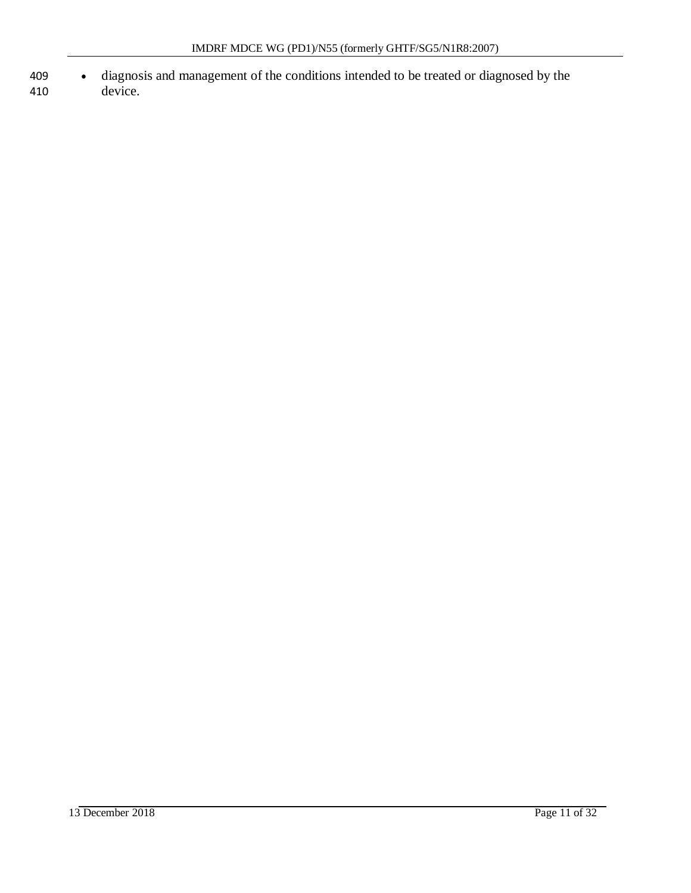- diagnosis and management of the conditions intended to be treated or diagnosed by the device.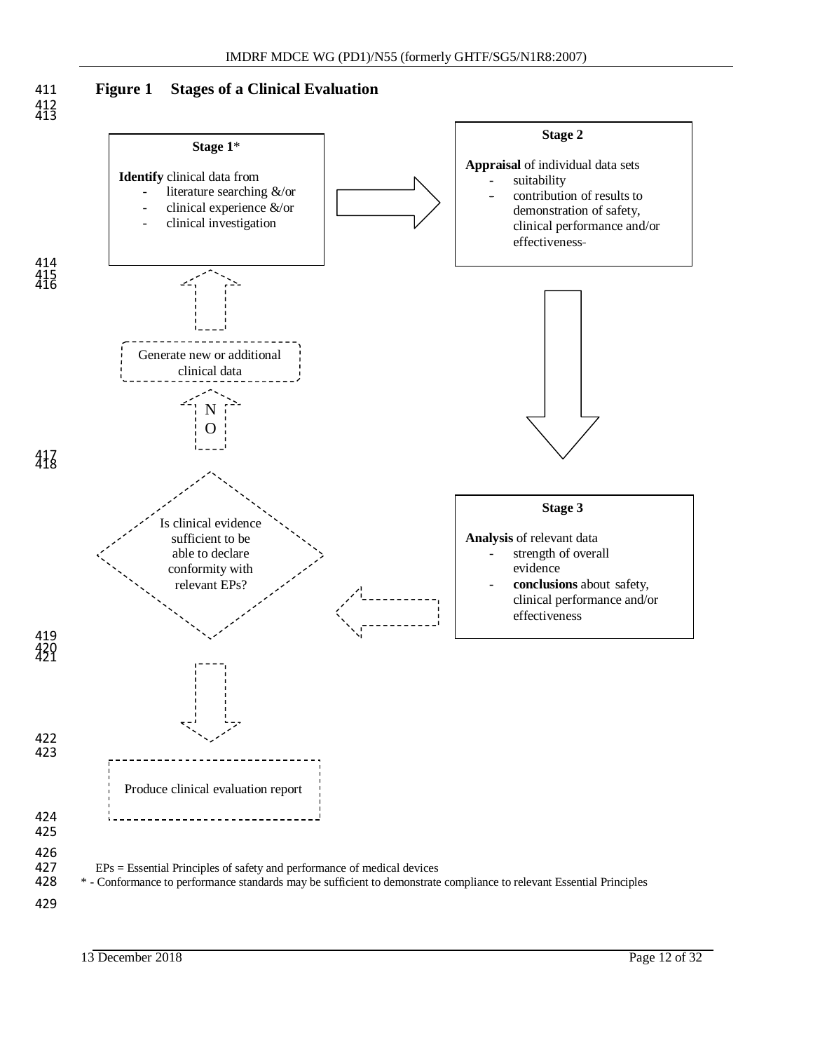**Figure 1 Stages of a Clinical Evaluation**

**Stage 1***

**Identify** clinical data from

- literature searching &/or
- clinical experience &/or
- clinical investigation

**Stage 2**

**Appraisal** of individual data sets

- suitability
- contribution of results to demonstration of safety, clinical performance and/or effectiveness-

**Stage 3**

**Analysis** of relevant data

- strength of overall evidence
- **conclusions** about safety, clinical performance and/or effectiveness

Is clinical evidence sufficient to be able to declare conformity with relevant EPs?

NO

Generate new or additional clinical data

Produce clinical evaluation report

EPs = Essential Principles of safety and performance of medical devices

* - Conformance to performance standards may be sufficient to demonstrate compliance to relevant Essential Principles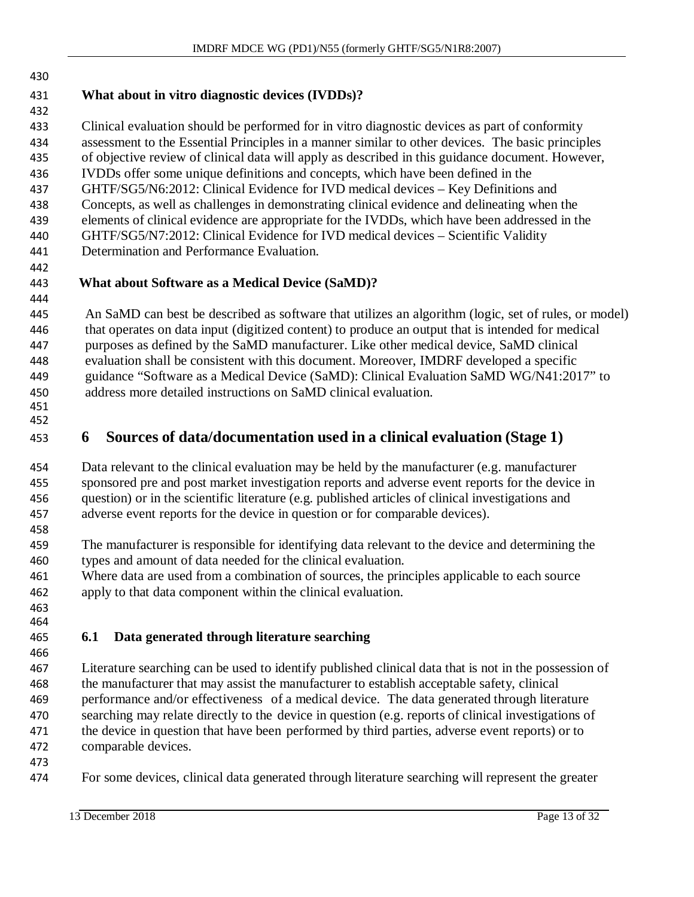**What about in vitro diagnostic devices (IVDDs)?**

Clinical evaluation should be performed for in vitro diagnostic devices as part of conformity assessment to the Essential Principles in a manner similar to other devices. The basic principles of objective review of clinical data will apply as described in this guidance document. However, IVDDs offer some unique definitions and concepts, which have been defined in the GHTF/SG5/N6:2012: Clinical Evidence for IVD medical devices – Key Definitions and Concepts, as well as challenges in demonstrating clinical evidence and delineating when the elements of clinical evidence are appropriate for the IVDDs, which have been addressed in the GHTF/SG5/N7:2012: Clinical Evidence for IVD medical devices – Scientific Validity Determination and Performance Evaluation.

**What about Software as a Medical Device (SaMD)?**

An SaMD can best be described as software that utilizes an algorithm (logic, set of rules, or model) that operates on data input (digitized content) to produce an output that is intended for medical purposes as defined by the SaMD manufacturer. Like other medical device, SaMD clinical evaluation shall be consistent with this document. Moreover, IMDRF developed a specific guidance "Software as a Medical Device (SaMD): Clinical Evaluation SaMD WG/N41:2017" to address more detailed instructions on SaMD clinical evaluation.

# 6 Sources of data/documentation used in a clinical evaluation (Stage 1)

Data relevant to the clinical evaluation may be held by the manufacturer (e.g. manufacturer sponsored pre and post market investigation reports and adverse event reports for the device in question) or in the scientific literature (e.g. published articles of clinical investigations and adverse event reports for the device in question or for comparable devices).

The manufacturer is responsible for identifying data relevant to the device and determining the types and amount of data needed for the clinical evaluation.
Where data are used from a combination of sources, the principles applicable to each source apply to that data component within the clinical evaluation.

## 6.1 Data generated through literature searching

Literature searching can be used to identify published clinical data that is not in the possession of the manufacturer that may assist the manufacturer to establish acceptable safety, clinical performance and/or effectiveness of a medical device. The data generated through literature searching may relate directly to the device in question (e.g. reports of clinical investigations of the device in question that have been performed by third parties, adverse event reports) or to comparable devices.

For some devices, clinical data generated through literature searching will represent the greater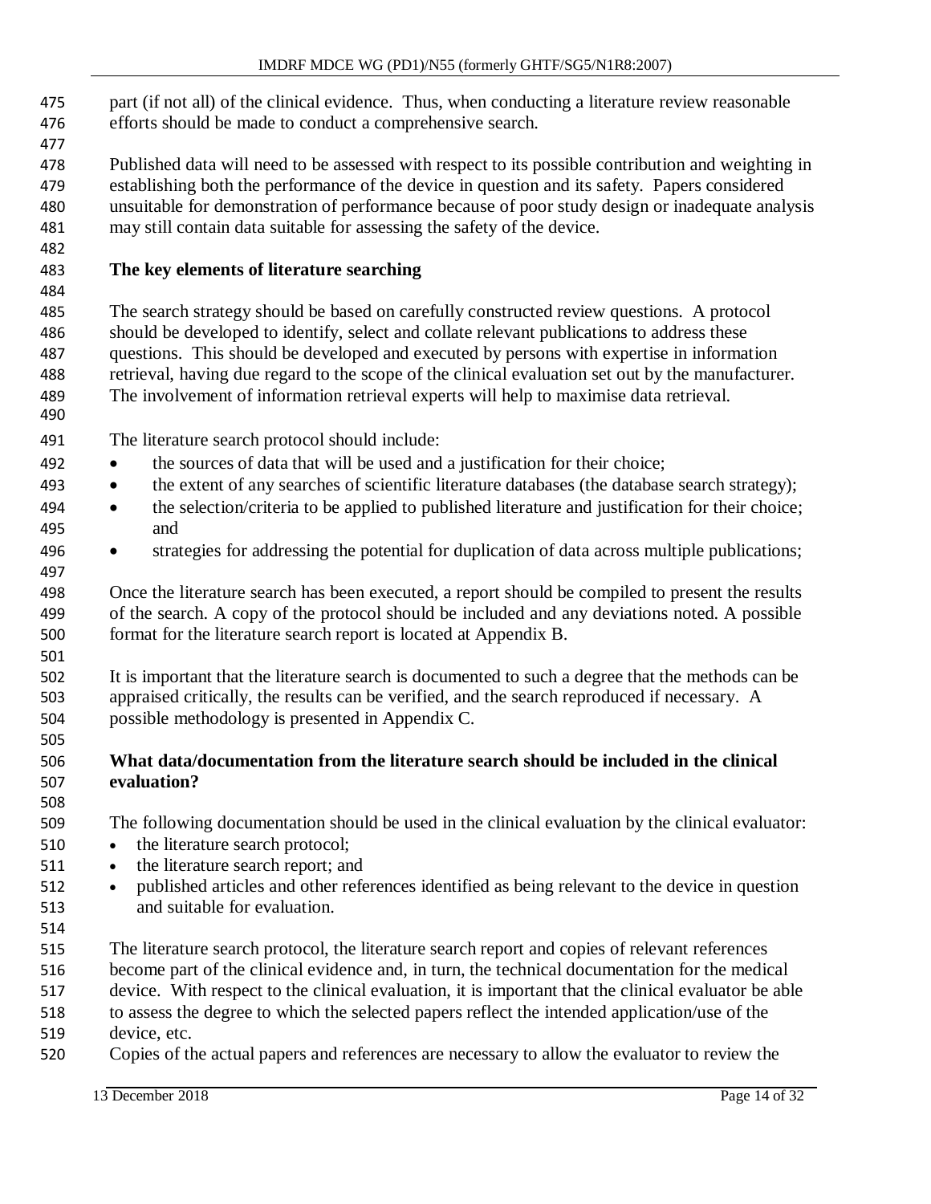part (if not all) of the clinical evidence. Thus, when conducting a literature review reasonable efforts should be made to conduct a comprehensive search.

Published data will need to be assessed with respect to its possible contribution and weighting in establishing both the performance of the device in question and its safety. Papers considered unsuitable for demonstration of performance because of poor study design or inadequate analysis may still contain data suitable for assessing the safety of the device.

### The key elements of literature searching

The search strategy should be based on carefully constructed review questions. A protocol should be developed to identify, select and collate relevant publications to address these questions. This should be developed and executed by persons with expertise in information retrieval, having due regard to the scope of the clinical evaluation set out by the manufacturer. The involvement of information retrieval experts will help to maximise data retrieval.

The literature search protocol should include:

- the sources of data that will be used and a justification for their choice;
- the extent of any searches of scientific literature databases (the database search strategy);
- the selection/criteria to be applied to published literature and justification for their choice; and
- strategies for addressing the potential for duplication of data across multiple publications;

Once the literature search has been executed, a report should be compiled to present the results of the search. A copy of the protocol should be included and any deviations noted. A possible format for the literature search report is located at Appendix B.

It is important that the literature search is documented to such a degree that the methods can be appraised critically, the results can be verified, and the search reproduced if necessary. A possible methodology is presented in Appendix C.

### What data/documentation from the literature search should be included in the clinical evaluation?

The following documentation should be used in the clinical evaluation by the clinical evaluator:

- the literature search protocol;
- the literature search report; and
- published articles and other references identified as being relevant to the device in question and suitable for evaluation.

The literature search protocol, the literature search report and copies of relevant references become part of the clinical evidence and, in turn, the technical documentation for the medical device. With respect to the clinical evaluation, it is important that the clinical evaluator be able to assess the degree to which the selected papers reflect the intended application/use of the device, etc.
Copies of the actual papers and references are necessary to allow the evaluator to review the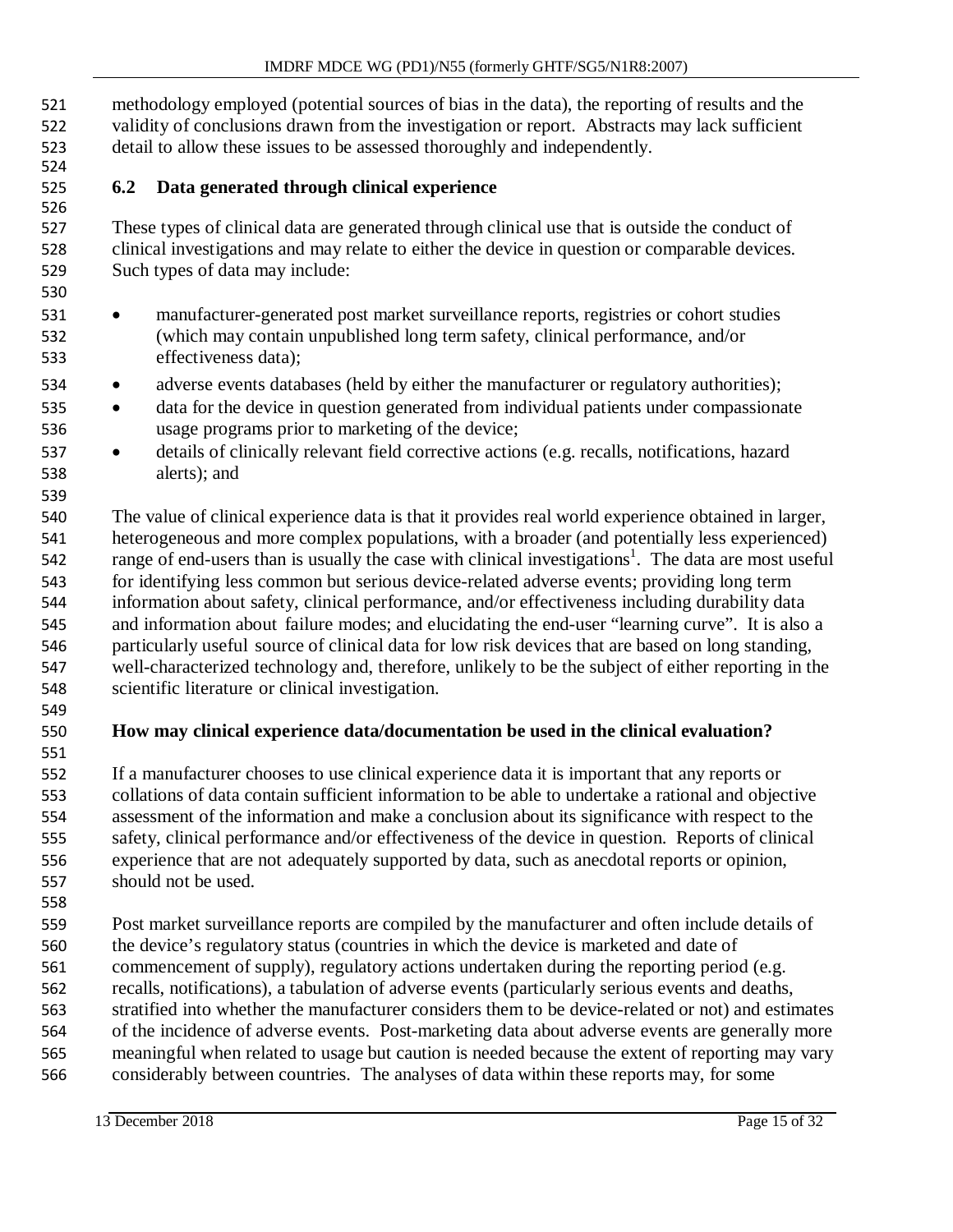methodology employed (potential sources of bias in the data), the reporting of results and the validity of conclusions drawn from the investigation or report. Abstracts may lack sufficient detail to allow these issues to be assessed thoroughly and independently.

### 6.2 Data generated through clinical experience

These types of clinical data are generated through clinical use that is outside the conduct of clinical investigations and may relate to either the device in question or comparable devices. Such types of data may include:

- manufacturer-generated post market surveillance reports, registries or cohort studies (which may contain unpublished long term safety, clinical performance, and/or effectiveness data);
- adverse events databases (held by either the manufacturer or regulatory authorities);
- data for the device in question generated from individual patients under compassionate usage programs prior to marketing of the device;
- details of clinically relevant field corrective actions (e.g. recalls, notifications, hazard alerts); and

The value of clinical experience data is that it provides real world experience obtained in larger, heterogeneous and more complex populations, with a broader (and potentially less experienced) range of end-users than is usually the case with clinical investigations[1]. The data are most useful for identifying less common but serious device-related adverse events; providing long term information about safety, clinical performance, and/or effectiveness including durability data and information about failure modes; and elucidating the end-user "learning curve". It is also a particularly useful source of clinical data for low risk devices that are based on long standing, well-characterized technology and, therefore, unlikely to be the subject of either reporting in the scientific literature or clinical investigation.

**How may clinical experience data/documentation be used in the clinical evaluation?**

If a manufacturer chooses to use clinical experience data it is important that any reports or collations of data contain sufficient information to be able to undertake a rational and objective assessment of the information and make a conclusion about its significance with respect to the safety, clinical performance and/or effectiveness of the device in question. Reports of clinical experience that are not adequately supported by data, such as anecdotal reports or opinion, should not be used.

Post market surveillance reports are compiled by the manufacturer and often include details of the device's regulatory status (countries in which the device is marketed and date of commencement of supply), regulatory actions undertaken during the reporting period (e.g. recalls, notifications), a tabulation of adverse events (particularly serious events and deaths, stratified into whether the manufacturer considers them to be device-related or not) and estimates of the incidence of adverse events. Post-marketing data about adverse events are generally more meaningful when related to usage but caution is needed because the extent of reporting may vary considerably between countries. The analyses of data within these reports may, for some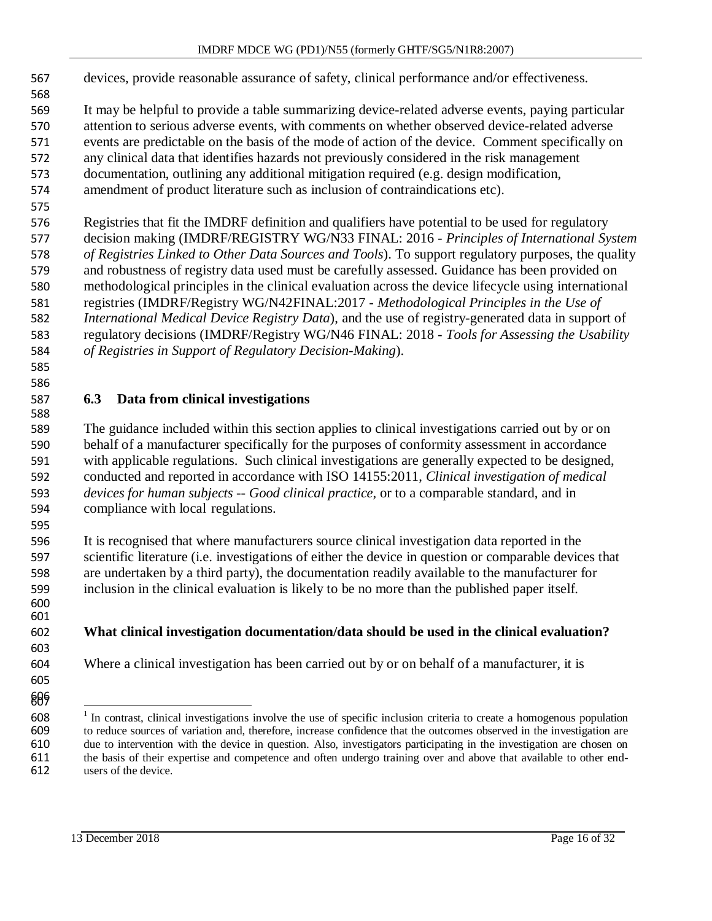devices, provide reasonable assurance of safety, clinical performance and/or effectiveness.

It may be helpful to provide a table summarizing device-related adverse events, paying particular attention to serious adverse events, with comments on whether observed device-related adverse events are predictable on the basis of the mode of action of the device. Comment specifically on any clinical data that identifies hazards not previously considered in the risk management documentation, outlining any additional mitigation required (e.g. design modification, amendment of product literature such as inclusion of contraindications etc).

Registries that fit the IMDRF definition and qualifiers have potential to be used for regulatory decision making (IMDRF/REGISTRY WG/N33 FINAL: 2016 - *Principles of International System of Registries Linked to Other Data Sources and Tools*). To support regulatory purposes, the quality and robustness of registry data used must be carefully assessed. Guidance has been provided on methodological principles in the clinical evaluation across the device lifecycle using international registries (IMDRF/Registry WG/N42FINAL:2017 - *Methodological Principles in the Use of International Medical Device Registry Data*), and the use of registry-generated data in support of regulatory decisions (IMDRF/Registry WG/N46 FINAL: 2018 - *Tools for Assessing the Usability of Registries in Support of Regulatory Decision-Making*).

## 6.3 Data from clinical investigations

The guidance included within this section applies to clinical investigations carried out by or on behalf of a manufacturer specifically for the purposes of conformity assessment in accordance with applicable regulations. Such clinical investigations are generally expected to be designed, conducted and reported in accordance with ISO 14155:2011, *Clinical investigation of medical devices for human subjects -- Good clinical practice*, or to a comparable standard, and in compliance with local regulations.

It is recognised that where manufacturers source clinical investigation data reported in the scientific literature (i.e. investigations of either the device in question or comparable devices that are undertaken by a third party), the documentation readily available to the manufacturer for inclusion in the clinical evaluation is likely to be no more than the published paper itself.

**What clinical investigation documentation/data should be used in the clinical evaluation?**

Where a clinical investigation has been carried out by or on behalf of a manufacturer, it is

---

[1] In contrast, clinical investigations involve the use of specific inclusion criteria to create a homogenous population to reduce sources of variation and, therefore, increase confidence that the outcomes observed in the investigation are due to intervention with the device in question. Also, investigators participating in the investigation are chosen on the basis of their expertise and competence and often undergo training over and above that available to other end-users of the device.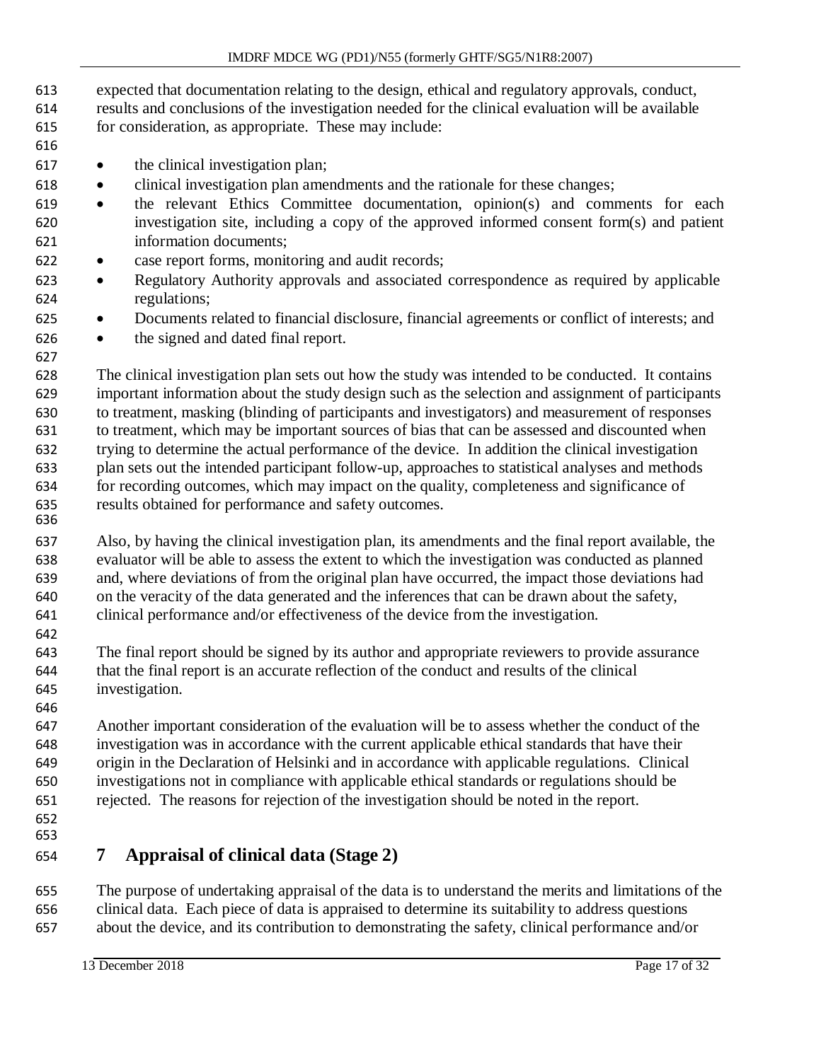expected that documentation relating to the design, ethical and regulatory approvals, conduct, results and conclusions of the investigation needed for the clinical evaluation will be available for consideration, as appropriate. These may include:

- the clinical investigation plan;
- clinical investigation plan amendments and the rationale for these changes;
- the relevant Ethics Committee documentation, opinion(s) and comments for each investigation site, including a copy of the approved informed consent form(s) and patient information documents;
- case report forms, monitoring and audit records;
- Regulatory Authority approvals and associated correspondence as required by applicable regulations;
- Documents related to financial disclosure, financial agreements or conflict of interests; and
- the signed and dated final report.

The clinical investigation plan sets out how the study was intended to be conducted. It contains important information about the study design such as the selection and assignment of participants to treatment, masking (blinding of participants and investigators) and measurement of responses to treatment, which may be important sources of bias that can be assessed and discounted when trying to determine the actual performance of the device. In addition the clinical investigation plan sets out the intended participant follow-up, approaches to statistical analyses and methods for recording outcomes, which may impact on the quality, completeness and significance of results obtained for performance and safety outcomes.

Also, by having the clinical investigation plan, its amendments and the final report available, the evaluator will be able to assess the extent to which the investigation was conducted as planned and, where deviations of from the original plan have occurred, the impact those deviations had on the veracity of the data generated and the inferences that can be drawn about the safety, clinical performance and/or effectiveness of the device from the investigation.

The final report should be signed by its author and appropriate reviewers to provide assurance that the final report is an accurate reflection of the conduct and results of the clinical investigation.

Another important consideration of the evaluation will be to assess whether the conduct of the investigation was in accordance with the current applicable ethical standards that have their origin in the Declaration of Helsinki and in accordance with applicable regulations. Clinical investigations not in compliance with applicable ethical standards or regulations should be rejected. The reasons for rejection of the investigation should be noted in the report.

# 7 Appraisal of clinical data (Stage 2)

The purpose of undertaking appraisal of the data is to understand the merits and limitations of the clinical data. Each piece of data is appraised to determine its suitability to address questions about the device, and its contribution to demonstrating the safety, clinical performance and/or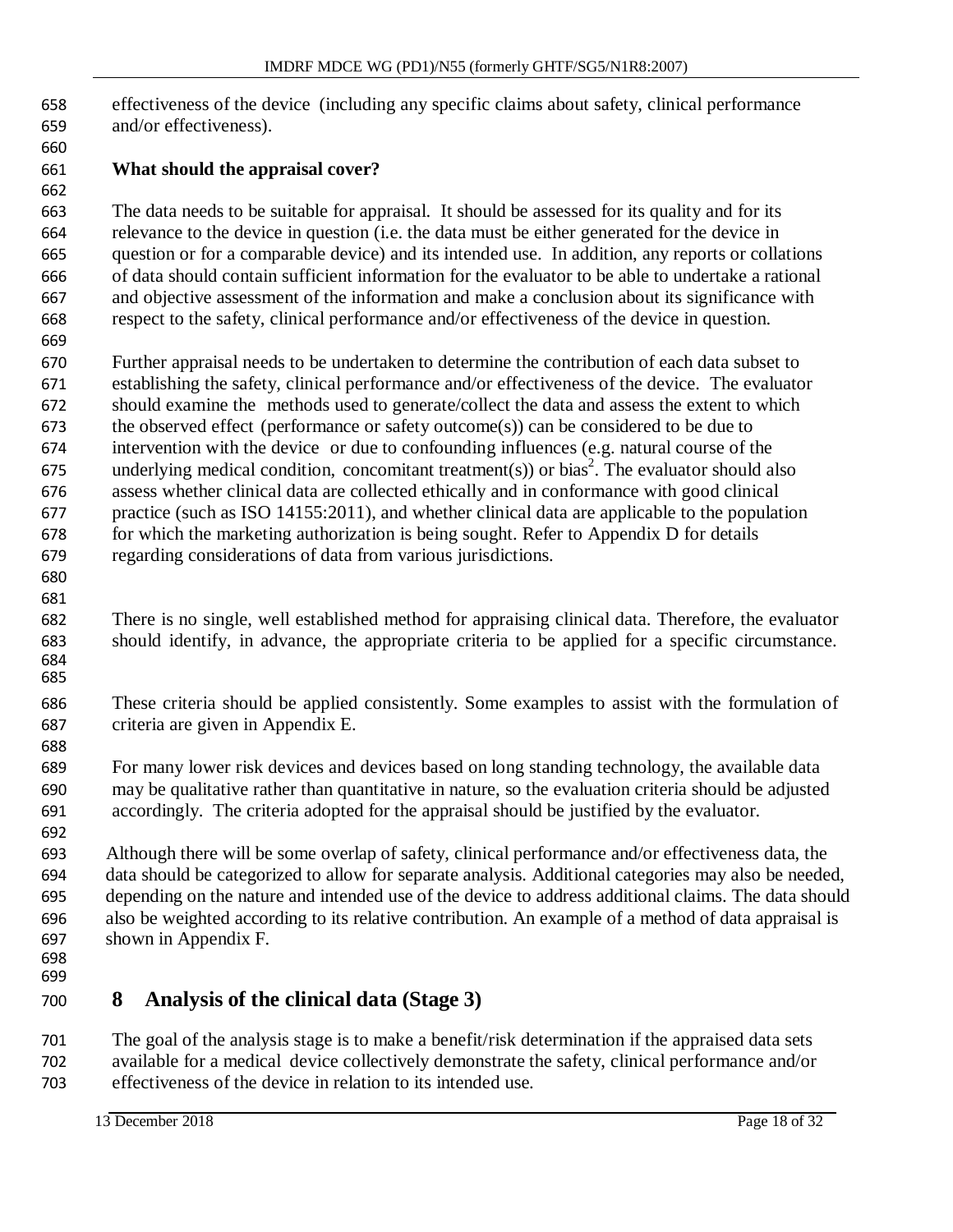effectiveness of the device (including any specific claims about safety, clinical performance and/or effectiveness).

**What should the appraisal cover?**

The data needs to be suitable for appraisal. It should be assessed for its quality and for its relevance to the device in question (i.e. the data must be either generated for the device in question or for a comparable device) and its intended use. In addition, any reports or collations of data should contain sufficient information for the evaluator to be able to undertake a rational and objective assessment of the information and make a conclusion about its significance with respect to the safety, clinical performance and/or effectiveness of the device in question.

Further appraisal needs to be undertaken to determine the contribution of each data subset to establishing the safety, clinical performance and/or effectiveness of the device. The evaluator should examine the methods used to generate/collect the data and assess the extent to which the observed effect (performance or safety outcome(s)) can be considered to be due to intervention with the device or due to confounding influences (e.g. natural course of the underlying medical condition, concomitant treatment(s)) or bias[2]. The evaluator should also assess whether clinical data are collected ethically and in conformance with good clinical practice (such as ISO 14155:2011), and whether clinical data are applicable to the population for which the marketing authorization is being sought. Refer to Appendix D for details regarding considerations of data from various jurisdictions.

There is no single, well established method for appraising clinical data. Therefore, the evaluator should identify, in advance, the appropriate criteria to be applied for a specific circumstance.

These criteria should be applied consistently. Some examples to assist with the formulation of criteria are given in Appendix E.

For many lower risk devices and devices based on long standing technology, the available data may be qualitative rather than quantitative in nature, so the evaluation criteria should be adjusted accordingly. The criteria adopted for the appraisal should be justified by the evaluator.

Although there will be some overlap of safety, clinical performance and/or effectiveness data, the data should be categorized to allow for separate analysis. Additional categories may also be needed, depending on the nature and intended use of the device to address additional claims. The data should also be weighted according to its relative contribution. An example of a method of data appraisal is shown in Appendix F.

# 8 Analysis of the clinical data (Stage 3)

The goal of the analysis stage is to make a benefit/risk determination if the appraised data sets available for a medical device collectively demonstrate the safety, clinical performance and/or effectiveness of the device in relation to its intended use.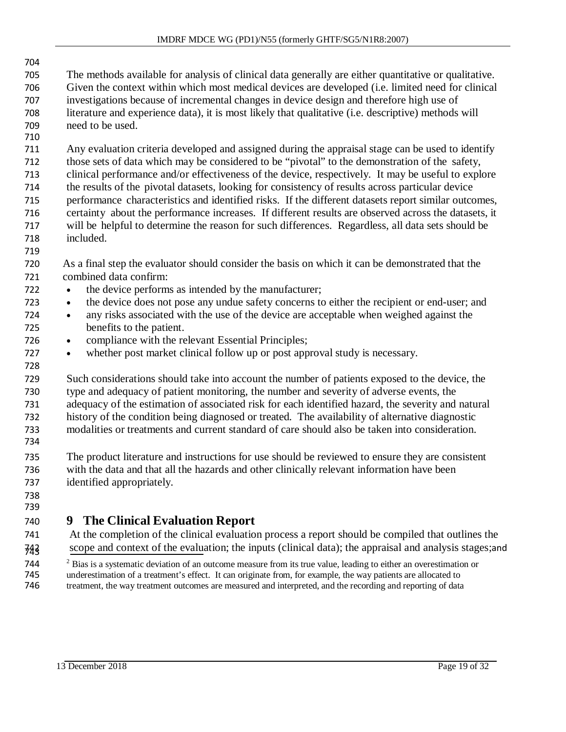The methods available for analysis of clinical data generally are either quantitative or qualitative. Given the context within which most medical devices are developed (i.e. limited need for clinical investigations because of incremental changes in device design and therefore high use of literature and experience data), it is most likely that qualitative (i.e. descriptive) methods will need to be used.

Any evaluation criteria developed and assigned during the appraisal stage can be used to identify those sets of data which may be considered to be "pivotal" to the demonstration of the safety, clinical performance and/or effectiveness of the device, respectively. It may be useful to explore the results of the pivotal datasets, looking for consistency of results across particular device performance characteristics and identified risks. If the different datasets report similar outcomes, certainty about the performance increases. If different results are observed across the datasets, it will be helpful to determine the reason for such differences. Regardless, all data sets should be included.

As a final step the evaluator should consider the basis on which it can be demonstrated that the combined data confirm:

- the device performs as intended by the manufacturer;
- the device does not pose any undue safety concerns to either the recipient or end-user; and
- any risks associated with the use of the device are acceptable when weighed against the benefits to the patient.
- compliance with the relevant Essential Principles;
- whether post market clinical follow up or post approval study is necessary.

Such considerations should take into account the number of patients exposed to the device, the type and adequacy of patient monitoring, the number and severity of adverse events, the adequacy of the estimation of associated risk for each identified hazard, the severity and natural history of the condition being diagnosed or treated. The availability of alternative diagnostic modalities or treatments and current standard of care should also be taken into consideration.

The product literature and instructions for use should be reviewed to ensure they are consistent with the data and that all the hazards and other clinically relevant information have been identified appropriately.

# 9 The Clinical Evaluation Report

At the completion of the clinical evaluation process a report should be compiled that outlines the scope and context of the evaluation; the inputs (clinical data); the appraisal and analysis stages; and

---

[2] Bias is a systematic deviation of an outcome measure from its true value, leading to either an overestimation or underestimation of a treatment's effect. It can originate from, for example, the way patients are allocated to treatment, the way treatment outcomes are measured and interpreted, and the recording and reporting of data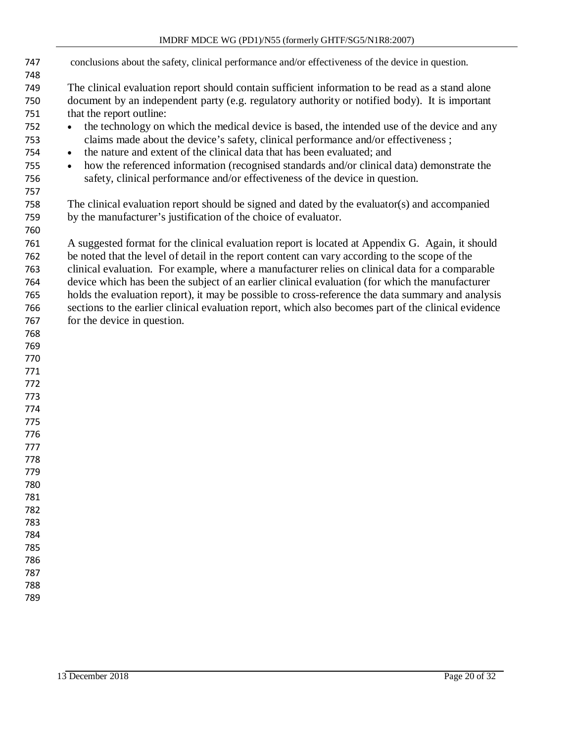conclusions about the safety, clinical performance and/or effectiveness of the device in question.

The clinical evaluation report should contain sufficient information to be read as a stand alone document by an independent party (e.g. regulatory authority or notified body). It is important that the report outline:

- the technology on which the medical device is based, the intended use of the device and any claims made about the device's safety, clinical performance and/or effectiveness ;
- the nature and extent of the clinical data that has been evaluated; and
- how the referenced information (recognised standards and/or clinical data) demonstrate the safety, clinical performance and/or effectiveness of the device in question.

The clinical evaluation report should be signed and dated by the evaluator(s) and accompanied by the manufacturer's justification of the choice of evaluator.

A suggested format for the clinical evaluation report is located at Appendix G. Again, it should be noted that the level of detail in the report content can vary according to the scope of the clinical evaluation. For example, where a manufacturer relies on clinical data for a comparable device which has been the subject of an earlier clinical evaluation (for which the manufacturer holds the evaluation report), it may be possible to cross-reference the data summary and analysis sections to the earlier clinical evaluation report, which also becomes part of the clinical evidence for the device in question.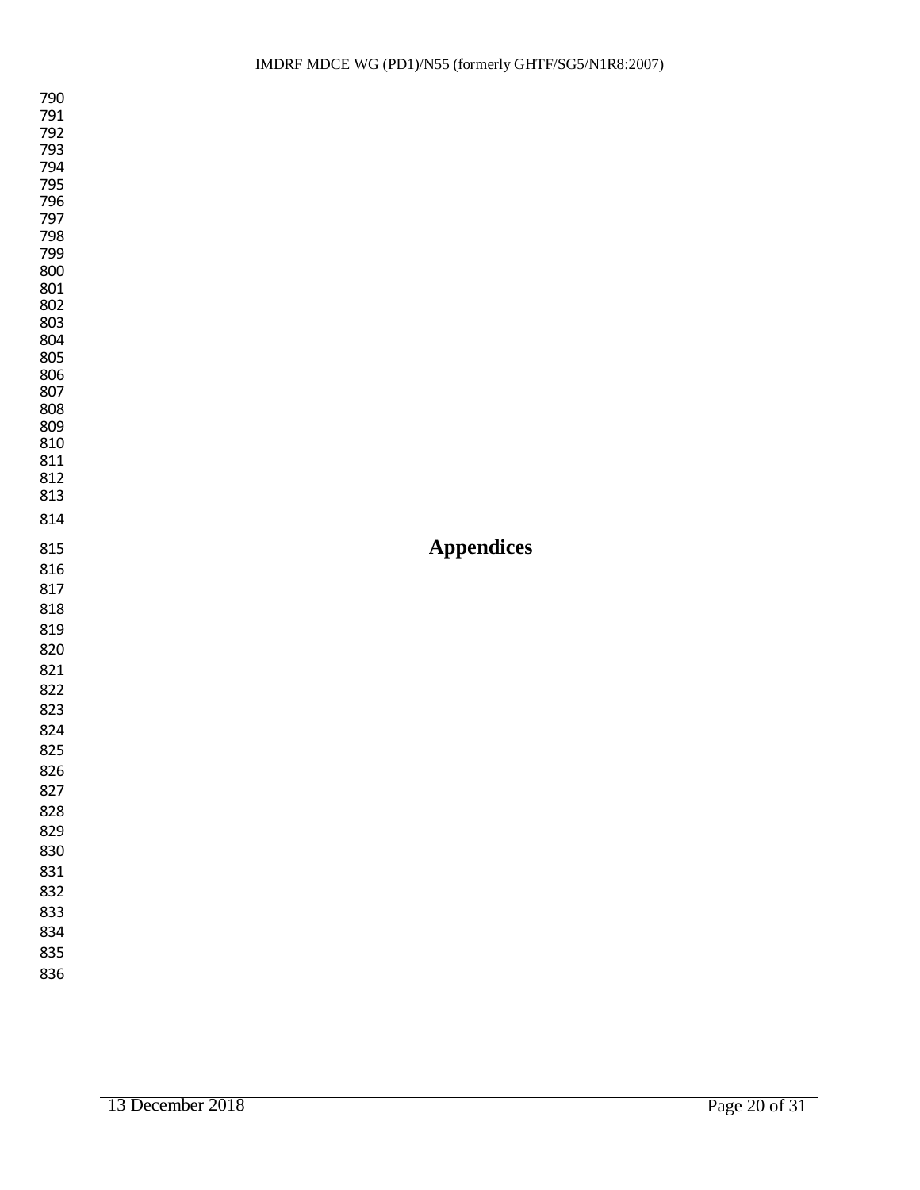# Appendices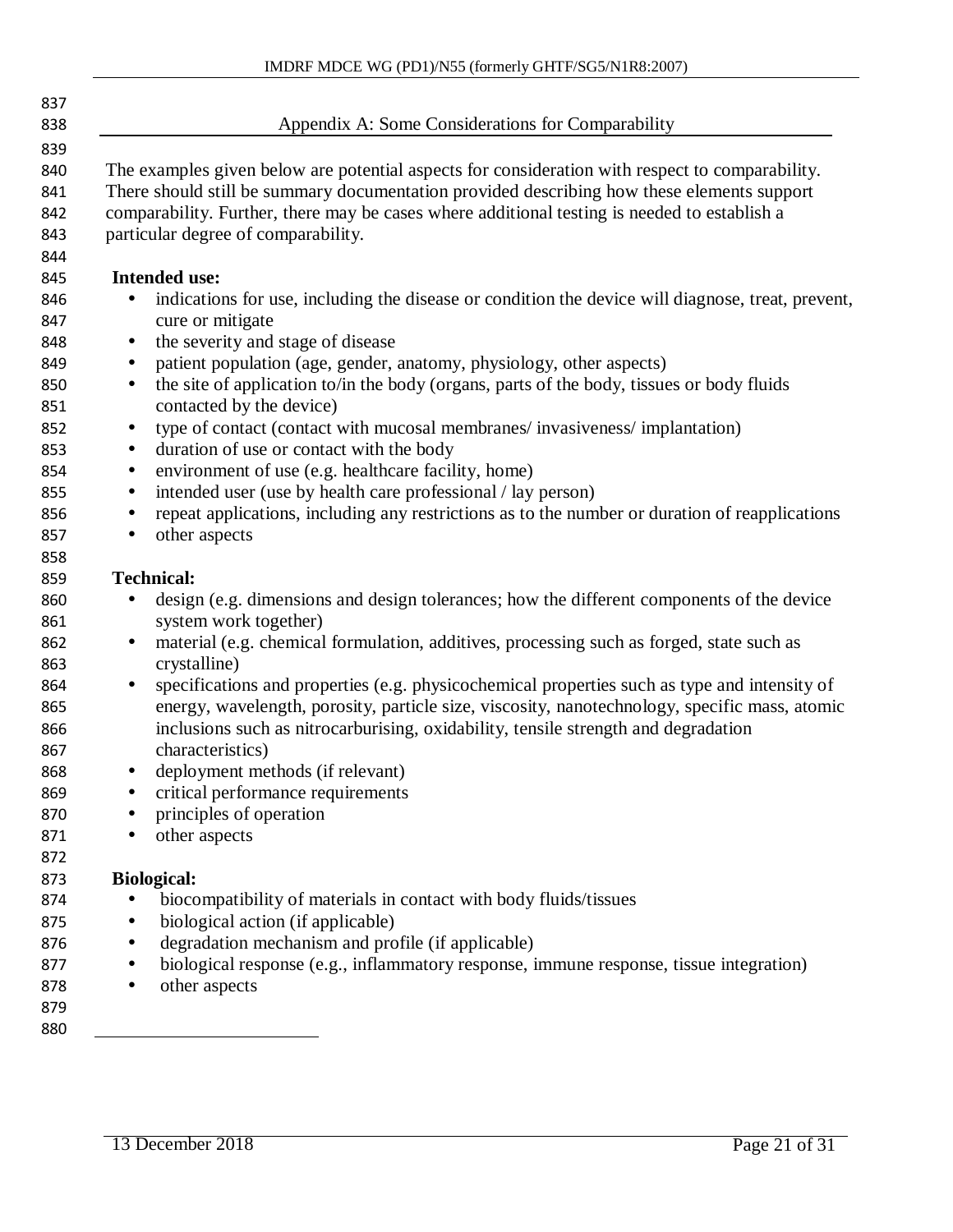## Appendix A: Some Considerations for Comparability

The examples given below are potential aspects for consideration with respect to comparability. There should still be summary documentation provided describing how these elements support comparability. Further, there may be cases where additional testing is needed to establish a particular degree of comparability.

**Intended use:**

- indications for use, including the disease or condition the device will diagnose, treat, prevent, cure or mitigate
- the severity and stage of disease
- patient population (age, gender, anatomy, physiology, other aspects)
- the site of application to/in the body (organs, parts of the body, tissues or body fluids contacted by the device)
- type of contact (contact with mucosal membranes/ invasiveness/ implantation)
- duration of use or contact with the body
- environment of use (e.g. healthcare facility, home)
- intended user (use by health care professional / lay person)
- repeat applications, including any restrictions as to the number or duration of reapplications
- other aspects

**Technical:**

- design (e.g. dimensions and design tolerances; how the different components of the device system work together)
- material (e.g. chemical formulation, additives, processing such as forged, state such as crystalline)
- specifications and properties (e.g. physicochemical properties such as type and intensity of energy, wavelength, porosity, particle size, viscosity, nanotechnology, specific mass, atomic inclusions such as nitrocarburising, oxidability, tensile strength and degradation characteristics)
- deployment methods (if relevant)
- critical performance requirements
- principles of operation
- other aspects

**Biological:**

- biocompatibility of materials in contact with body fluids/tissues
- biological action (if applicable)
- degradation mechanism and profile (if applicable)
- biological response (e.g., inflammatory response, immune response, tissue integration)
- other aspects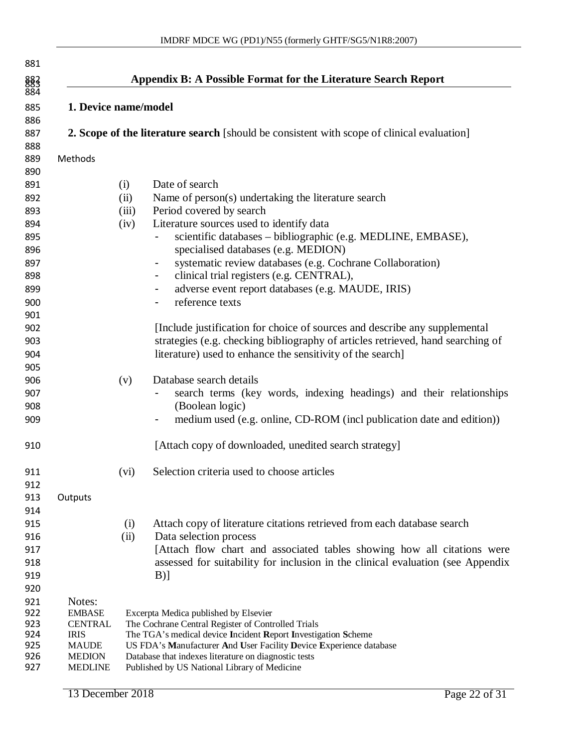## Appendix B: A Possible Format for the Literature Search Report

**1. Device name/model**

**2. Scope of the literature search** [should be consistent with scope of clinical evaluation]

Methods

(i) Date of search

(ii) Name of person(s) undertaking the literature search

(iii) Period covered by search

(iv) Literature sources used to identify data

- scientific databases – bibliographic (e.g. MEDLINE, EMBASE), specialised databases (e.g. MEDION)
- systematic review databases (e.g. Cochrane Collaboration)
- clinical trial registers (e.g. CENTRAL),
- adverse event report databases (e.g. MAUDE, IRIS)
- reference texts

[Include justification for choice of sources and describe any supplemental strategies (e.g. checking bibliography of articles retrieved, hand searching of literature) used to enhance the sensitivity of the search]

(v) Database search details

- search terms (key words, indexing headings) and their relationships (Boolean logic)
- medium used (e.g. online, CD-ROM (incl publication date and edition))

[Attach copy of downloaded, unedited search strategy]

(vi) Selection criteria used to choose articles

Outputs

(i) Attach copy of literature citations retrieved from each database search

(ii) Data selection process

[Attach flow chart and associated tables showing how all citations were assessed for suitability for inclusion in the clinical evaluation (see Appendix B)]

Notes:

| | |
|---|---|
| EMBASE | Excerpta Medica published by Elsevier |
| CENTRAL | The Cochrane Central Register of Controlled Trials |
| IRIS | The TGA's medical device **I**ncident **R**eport **I**nvestigation **S**cheme |
| MAUDE | US FDA's **M**anufacturer **A**nd **U**ser Facility **D**evice **E**xperience database |
| MEDION | Database that indexes literature on diagnostic tests |
| MEDLINE | Published by US National Library of Medicine |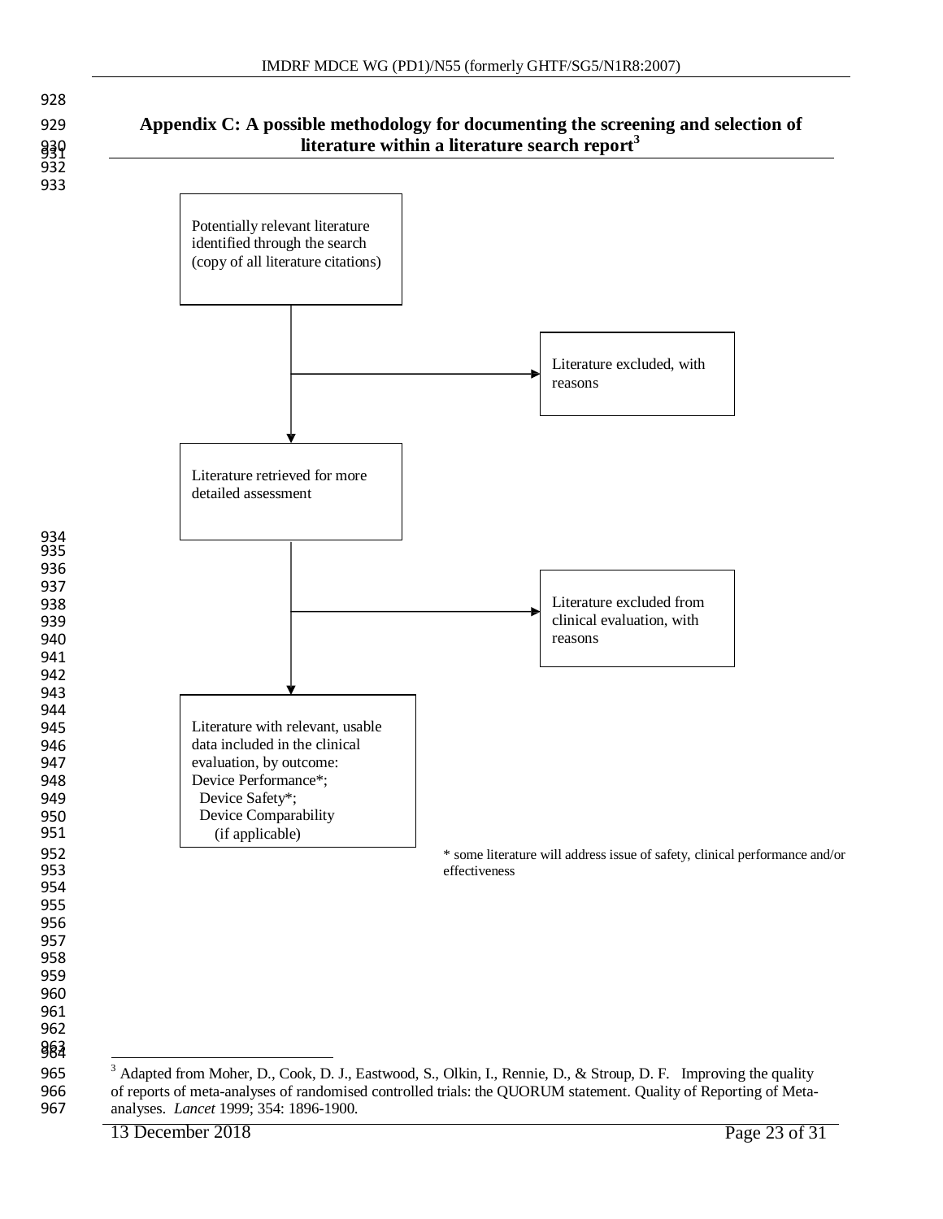## Appendix C: A possible methodology for documenting the screening and selection of literature within a literature search report[3]

Potentially relevant literature identified through the search (copy of all literature citations)

↓ → Literature excluded, with reasons

Literature retrieved for more detailed assessment

↓ → Literature excluded from clinical evaluation, with reasons

Literature with relevant, usable data included in the clinical evaluation, by outcome:
Device Performance*;
Device Safety*;
Device Comparability
(if applicable)

* some literature will address issue of safety, clinical performance and/or effectiveness

---

[3] Adapted from Moher, D., Cook, D. J., Eastwood, S., Olkin, I., Rennie, D., & Stroup, D. F. Improving the quality of reports of meta-analyses of randomised controlled trials: the QUORUM statement. Quality of Reporting of Meta-analyses. *Lancet* 1999; 354: 1896-1900.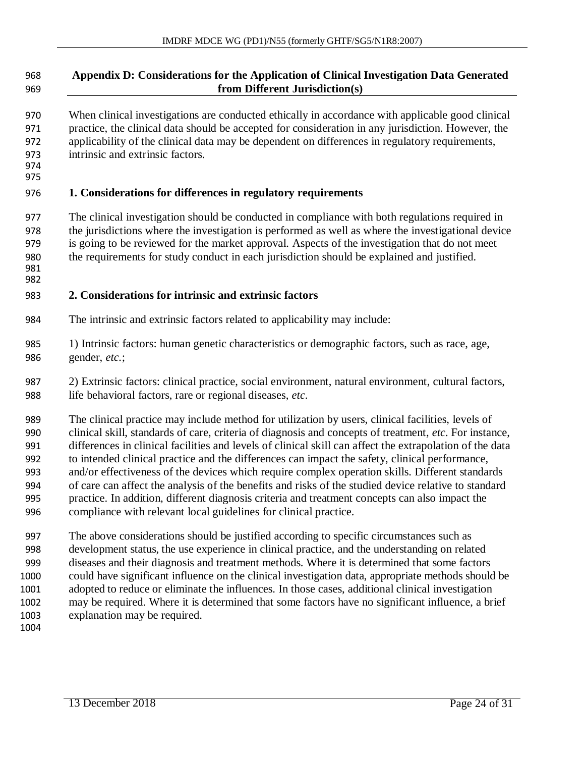## Appendix D: Considerations for the Application of Clinical Investigation Data Generated from Different Jurisdiction(s)

When clinical investigations are conducted ethically in accordance with applicable good clinical practice, the clinical data should be accepted for consideration in any jurisdiction. However, the applicability of the clinical data may be dependent on differences in regulatory requirements, intrinsic and extrinsic factors.

### 1. Considerations for differences in regulatory requirements

The clinical investigation should be conducted in compliance with both regulations required in the jurisdictions where the investigation is performed as well as where the investigational device is going to be reviewed for the market approval. Aspects of the investigation that do not meet the requirements for study conduct in each jurisdiction should be explained and justified.

### 2. Considerations for intrinsic and extrinsic factors

The intrinsic and extrinsic factors related to applicability may include:

1) Intrinsic factors: human genetic characteristics or demographic factors, such as race, age, gender, *etc.*;

2) Extrinsic factors: clinical practice, social environment, natural environment, cultural factors, life behavioral factors, rare or regional diseases, *etc*.

The clinical practice may include method for utilization by users, clinical facilities, levels of clinical skill, standards of care, criteria of diagnosis and concepts of treatment, *etc*. For instance, differences in clinical facilities and levels of clinical skill can affect the extrapolation of the data to intended clinical practice and the differences can impact the safety, clinical performance, and/or effectiveness of the devices which require complex operation skills. Different standards of care can affect the analysis of the benefits and risks of the studied device relative to standard practice. In addition, different diagnosis criteria and treatment concepts can also impact the compliance with relevant local guidelines for clinical practice.

The above considerations should be justified according to specific circumstances such as development status, the use experience in clinical practice, and the understanding on related diseases and their diagnosis and treatment methods. Where it is determined that some factors could have significant influence on the clinical investigation data, appropriate methods should be adopted to reduce or eliminate the influences. In those cases, additional clinical investigation may be required. Where it is determined that some factors have no significant influence, a brief explanation may be required.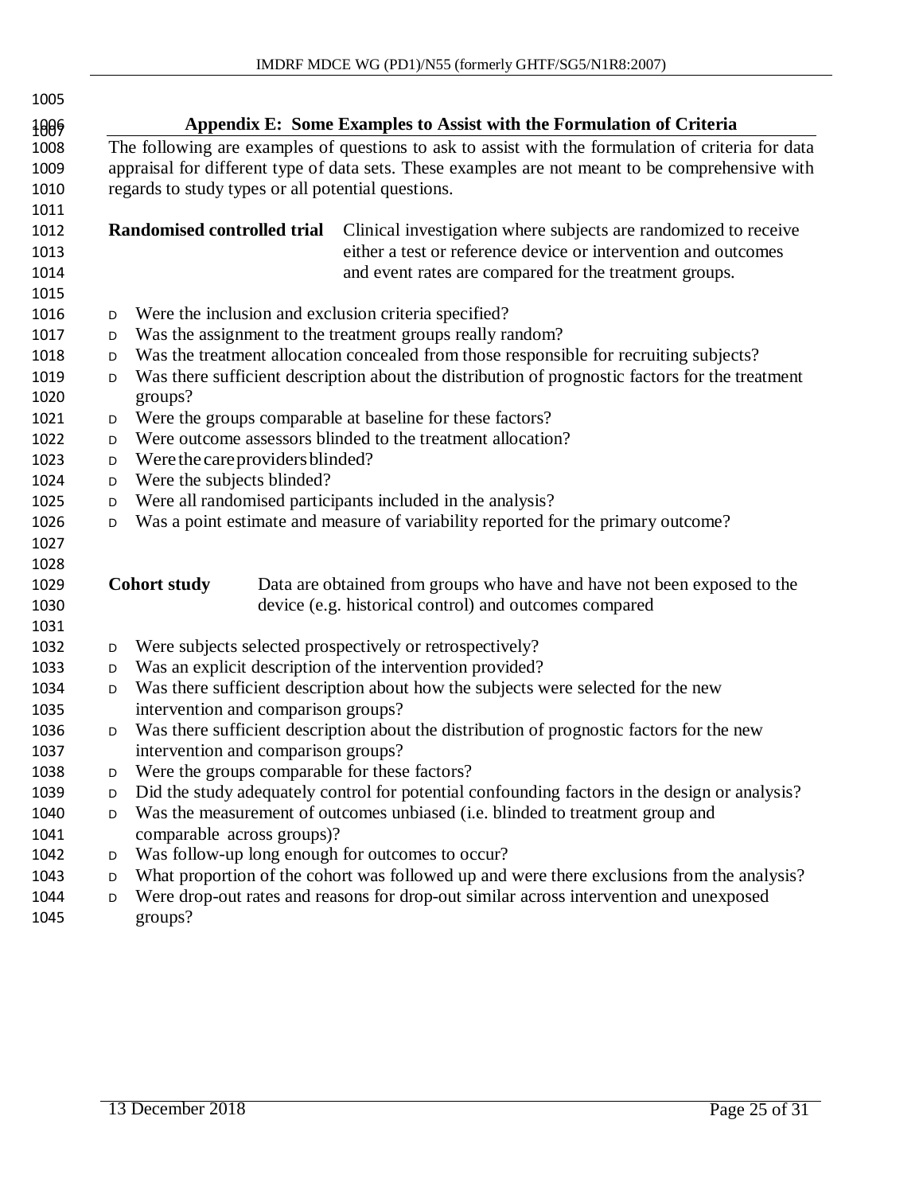## Appendix E: Some Examples to Assist with the Formulation of Criteria

The following are examples of questions to ask to assist with the formulation of criteria for data appraisal for different type of data sets. These examples are not meant to be comprehensive with regards to study types or all potential questions.

**Randomised controlled trial** Clinical investigation where subjects are randomized to receive either a test or reference device or intervention and outcomes and event rates are compared for the treatment groups.

- Were the inclusion and exclusion criteria specified?
- Was the assignment to the treatment groups really random?
- Was the treatment allocation concealed from those responsible for recruiting subjects?
- Was there sufficient description about the distribution of prognostic factors for the treatment groups?
- Were the groups comparable at baseline for these factors?
- Were outcome assessors blinded to the treatment allocation?
- Were the care providers blinded?
- Were the subjects blinded?
- Were all randomised participants included in the analysis?
- Was a point estimate and measure of variability reported for the primary outcome?

**Cohort study** Data are obtained from groups who have and have not been exposed to the device (e.g. historical control) and outcomes compared

- Were subjects selected prospectively or retrospectively?
- Was an explicit description of the intervention provided?
- Was there sufficient description about how the subjects were selected for the new intervention and comparison groups?
- Was there sufficient description about the distribution of prognostic factors for the new intervention and comparison groups?
- Were the groups comparable for these factors?
- Did the study adequately control for potential confounding factors in the design or analysis?
- Was the measurement of outcomes unbiased (i.e. blinded to treatment group and comparable across groups)?
- Was follow-up long enough for outcomes to occur?
- What proportion of the cohort was followed up and were there exclusions from the analysis?
- Were drop-out rates and reasons for drop-out similar across intervention and unexposed groups?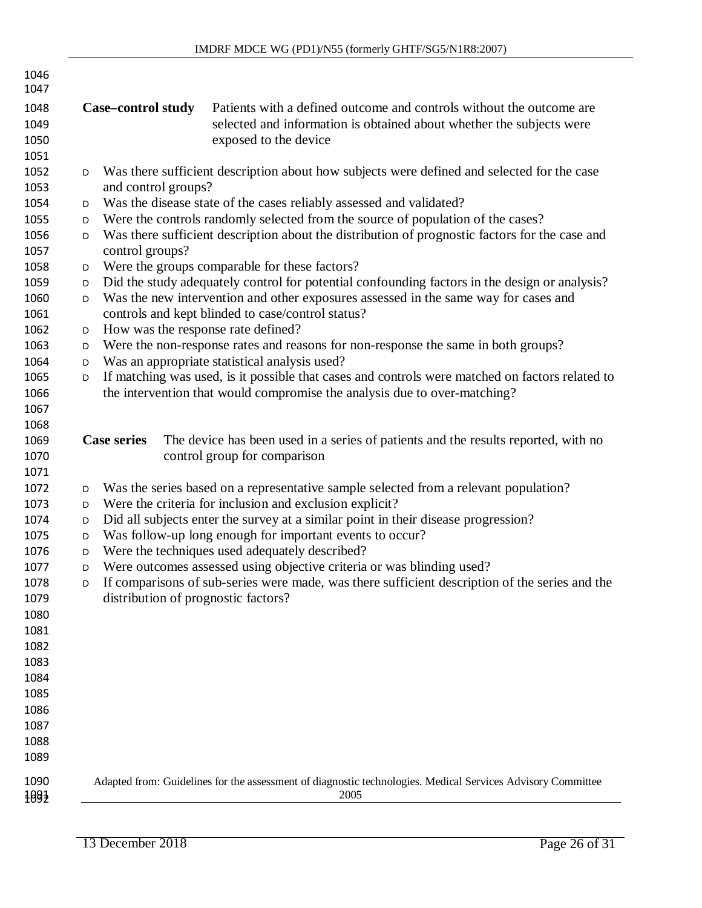**Case–control study** Patients with a defined outcome and controls without the outcome are selected and information is obtained about whether the subjects were exposed to the device

- Was there sufficient description about how subjects were defined and selected for the case and control groups?
- Was the disease state of the cases reliably assessed and validated?
- Were the controls randomly selected from the source of population of the cases?
- Was there sufficient description about the distribution of prognostic factors for the case and control groups?
- Were the groups comparable for these factors?
- Did the study adequately control for potential confounding factors in the design or analysis?
- Was the new intervention and other exposures assessed in the same way for cases and controls and kept blinded to case/control status?
- How was the response rate defined?
- Were the non-response rates and reasons for non-response the same in both groups?
- Was an appropriate statistical analysis used?
- If matching was used, is it possible that cases and controls were matched on factors related to the intervention that would compromise the analysis due to over-matching?

**Case series** The device has been used in a series of patients and the results reported, with no control group for comparison

- Was the series based on a representative sample selected from a relevant population?
- Were the criteria for inclusion and exclusion explicit?
- Did all subjects enter the survey at a similar point in their disease progression?
- Was follow-up long enough for important events to occur?
- Were the techniques used adequately described?
- Were outcomes assessed using objective criteria or was blinding used?
- If comparisons of sub-series were made, was there sufficient description of the series and the distribution of prognostic factors?

Adapted from: Guidelines for the assessment of diagnostic technologies. Medical Services Advisory Committee 2005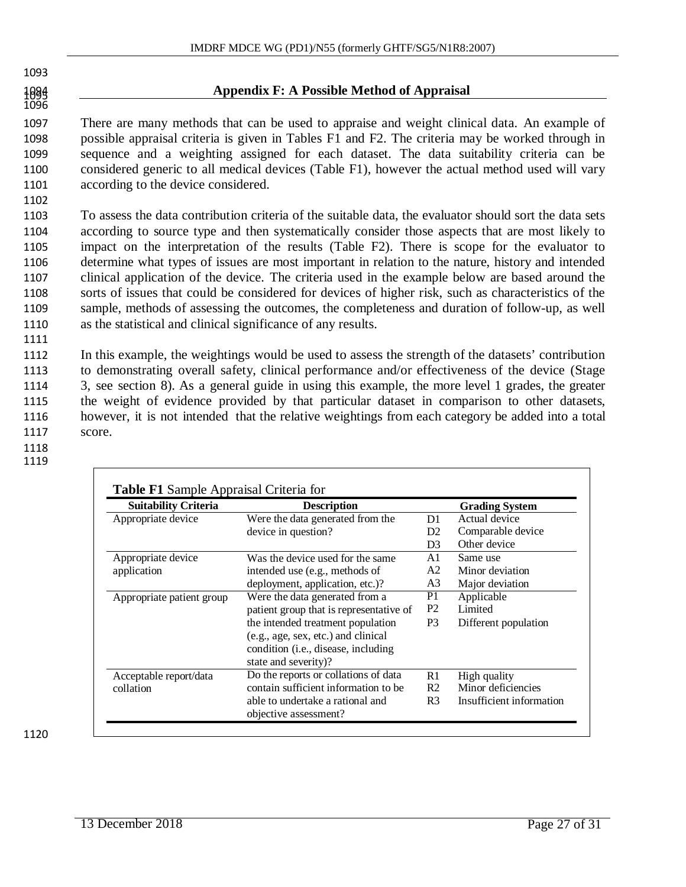## Appendix F: A Possible Method of Appraisal

There are many methods that can be used to appraise and weight clinical data. An example of possible appraisal criteria is given in Tables F1 and F2. The criteria may be worked through in sequence and a weighting assigned for each dataset. The data suitability criteria can be considered generic to all medical devices (Table F1), however the actual method used will vary according to the device considered.

To assess the data contribution criteria of the suitable data, the evaluator should sort the data sets according to source type and then systematically consider those aspects that are most likely to impact on the interpretation of the results (Table F2). There is scope for the evaluator to determine what types of issues are most important in relation to the nature, history and intended clinical application of the device. The criteria used in the example below are based around the sorts of issues that could be considered for devices of higher risk, such as characteristics of the sample, methods of assessing the outcomes, the completeness and duration of follow-up, as well as the statistical and clinical significance of any results.

In this example, the weightings would be used to assess the strength of the datasets' contribution to demonstrating overall safety, clinical performance and/or effectiveness of the device (Stage 3, see section 8). As a general guide in using this example, the more level 1 grades, the greater the weight of evidence provided by that particular dataset in comparison to other datasets, however, it is not intended that the relative weightings from each category be added into a total score.

**Table F1** Sample Appraisal Criteria for

| Suitability Criteria | Description | Grading System | |
|---|---|---|---|
| Appropriate device | Were the data generated from the device in question? | D1 | Actual device |
| | | D2 | Comparable device |
| | | D3 | Other device |
| Appropriate device application | Was the device used for the same intended use (e.g., methods of deployment, application, etc.)? | A1 | Same use |
| | | A2 | Minor deviation |
| | | A3 | Major deviation |
| Appropriate patient group | Were the data generated from a patient group that is representative of the intended treatment population (e.g., age, sex, etc.) and clinical condition (i.e., disease, including state and severity)? | P1 | Applicable |
| | | P2 | Limited |
| | | P3 | Different population |
| Acceptable report/data collation | Do the reports or collations of data contain sufficient information to be able to undertake a rational and objective assessment? | R1 | High quality |
| | | R2 | Minor deficiencies |
| | | R3 | Insufficient information |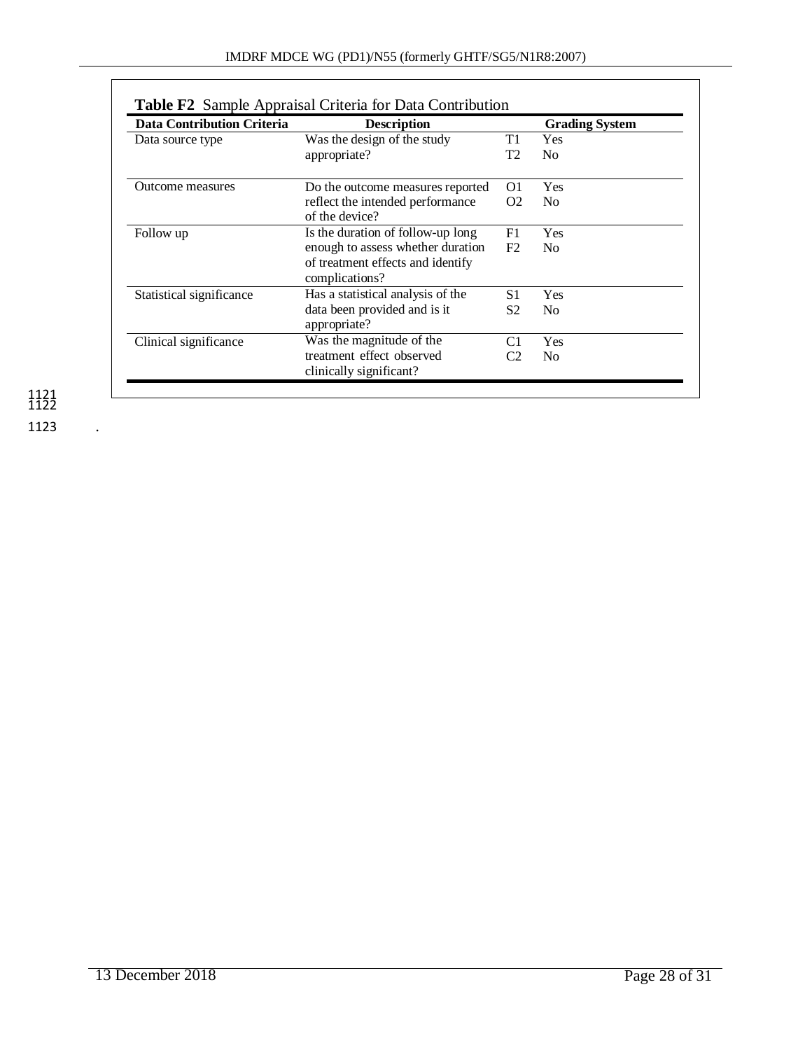**Table F2** Sample Appraisal Criteria for Data Contribution

| Data Contribution Criteria | Description | Grading System | |
|---|---|---|---|
| Data source type | Was the design of the study appropriate? | T1<br>T2 | Yes<br>No |
| Outcome measures | Do the outcome measures reported reflect the intended performance of the device? | O1<br>O2 | Yes<br>No |
| Follow up | Is the duration of follow-up long enough to assess whether duration of treatment effects and identify complications? | F1<br>F2 | Yes<br>No |
| Statistical significance | Has a statistical analysis of the data been provided and is it appropriate? | S1<br>S2 | Yes<br>No |
| Clinical significance | Was the magnitude of the treatment effect observed clinically significant? | C1<br>C2 | Yes<br>No |

.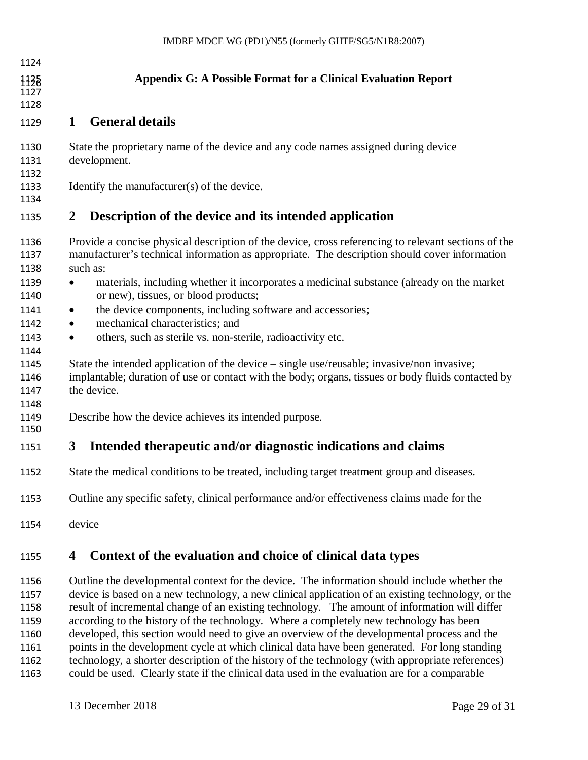## Appendix G: A Possible Format for a Clinical Evaluation Report

# 1 General details

State the proprietary name of the device and any code names assigned during device development.

Identify the manufacturer(s) of the device.

# 2 Description of the device and its intended application

Provide a concise physical description of the device, cross referencing to relevant sections of the manufacturer's technical information as appropriate. The description should cover information such as:

- materials, including whether it incorporates a medicinal substance (already on the market or new), tissues, or blood products;
- the device components, including software and accessories;
- mechanical characteristics; and
- others, such as sterile vs. non-sterile, radioactivity etc.

State the intended application of the device – single use/reusable; invasive/non invasive; implantable; duration of use or contact with the body; organs, tissues or body fluids contacted by the device.

Describe how the device achieves its intended purpose.

# 3 Intended therapeutic and/or diagnostic indications and claims

State the medical conditions to be treated, including target treatment group and diseases.

Outline any specific safety, clinical performance and/or effectiveness claims made for the device

# 4 Context of the evaluation and choice of clinical data types

Outline the developmental context for the device. The information should include whether the device is based on a new technology, a new clinical application of an existing technology, or the result of incremental change of an existing technology. The amount of information will differ according to the history of the technology. Where a completely new technology has been developed, this section would need to give an overview of the developmental process and the points in the development cycle at which clinical data have been generated. For long standing technology, a shorter description of the history of the technology (with appropriate references) could be used. Clearly state if the clinical data used in the evaluation are for a comparable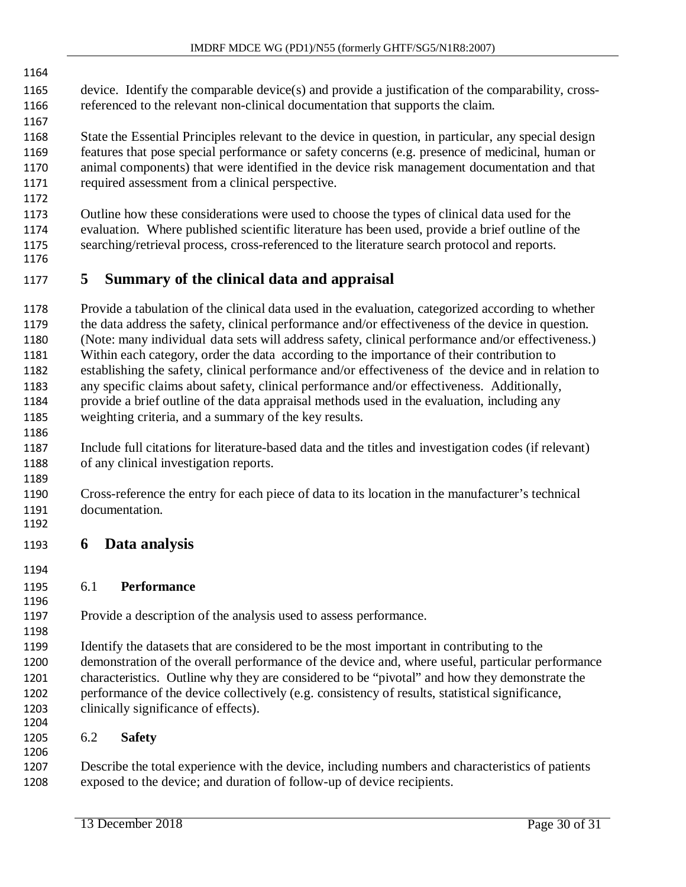device. Identify the comparable device(s) and provide a justification of the comparability, cross-referenced to the relevant non-clinical documentation that supports the claim.

State the Essential Principles relevant to the device in question, in particular, any special design features that pose special performance or safety concerns (e.g. presence of medicinal, human or animal components) that were identified in the device risk management documentation and that required assessment from a clinical perspective.

Outline how these considerations were used to choose the types of clinical data used for the evaluation. Where published scientific literature has been used, provide a brief outline of the searching/retrieval process, cross-referenced to the literature search protocol and reports.

## 5 Summary of the clinical data and appraisal

Provide a tabulation of the clinical data used in the evaluation, categorized according to whether the data address the safety, clinical performance and/or effectiveness of the device in question. (Note: many individual data sets will address safety, clinical performance and/or effectiveness.) Within each category, order the data according to the importance of their contribution to establishing the safety, clinical performance and/or effectiveness of the device and in relation to any specific claims about safety, clinical performance and/or effectiveness. Additionally, provide a brief outline of the data appraisal methods used in the evaluation, including any weighting criteria, and a summary of the key results.

Include full citations for literature-based data and the titles and investigation codes (if relevant) of any clinical investigation reports.

Cross-reference the entry for each piece of data to its location in the manufacturer's technical documentation.

## 6 Data analysis

### 6.1 Performance

Provide a description of the analysis used to assess performance.

Identify the datasets that are considered to be the most important in contributing to the demonstration of the overall performance of the device and, where useful, particular performance characteristics. Outline why they are considered to be "pivotal" and how they demonstrate the performance of the device collectively (e.g. consistency of results, statistical significance, clinically significance of effects).

### 6.2 Safety

Describe the total experience with the device, including numbers and characteristics of patients exposed to the device; and duration of follow-up of device recipients.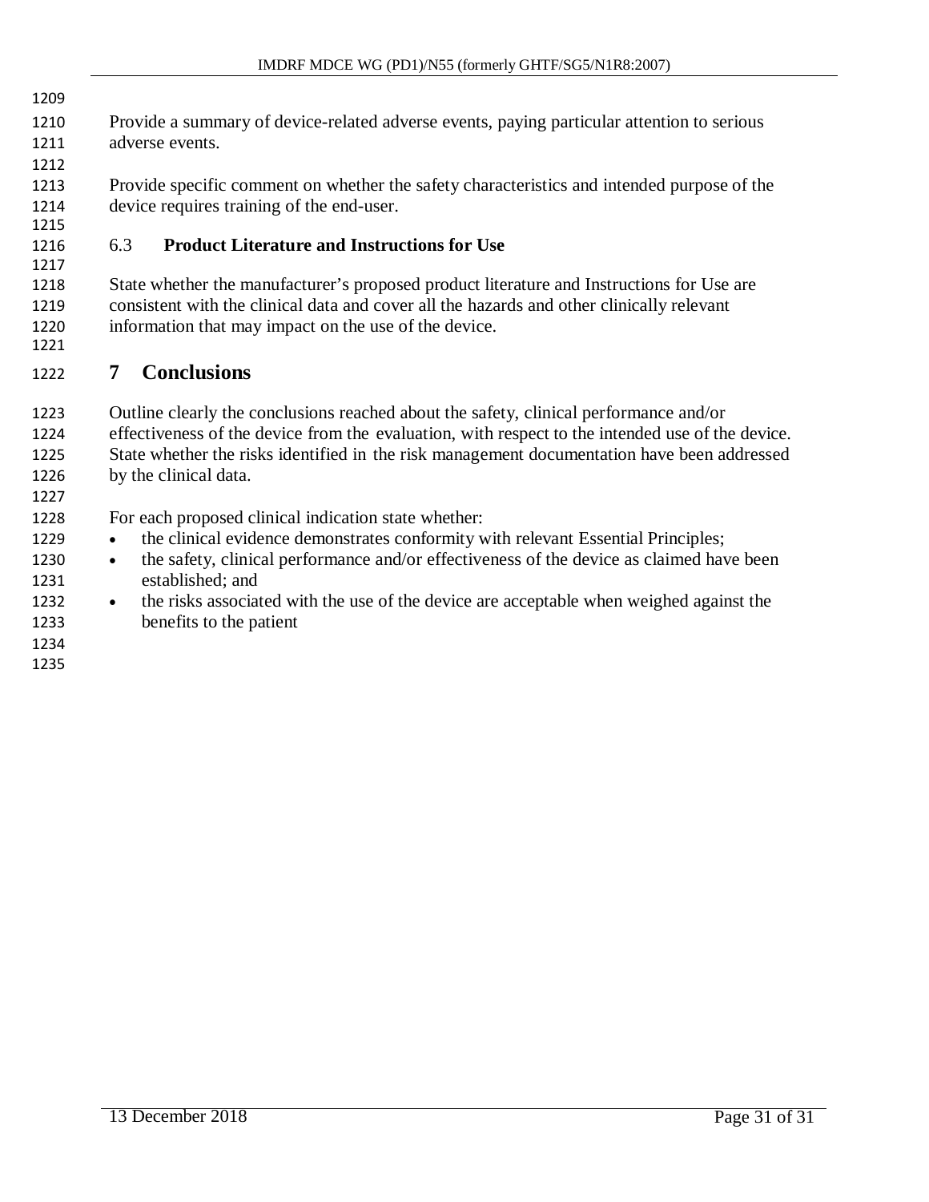Provide a summary of device-related adverse events, paying particular attention to serious adverse events.

Provide specific comment on whether the safety characteristics and intended purpose of the device requires training of the end-user.

### 6.3 Product Literature and Instructions for Use

State whether the manufacturer's proposed product literature and Instructions for Use are consistent with the clinical data and cover all the hazards and other clinically relevant information that may impact on the use of the device.

## 7 Conclusions

Outline clearly the conclusions reached about the safety, clinical performance and/or effectiveness of the device from the evaluation, with respect to the intended use of the device. State whether the risks identified in the risk management documentation have been addressed by the clinical data.

For each proposed clinical indication state whether:

- the clinical evidence demonstrates conformity with relevant Essential Principles;
- the safety, clinical performance and/or effectiveness of the device as claimed have been established; and
- the risks associated with the use of the device are acceptable when weighed against the benefits to the patient